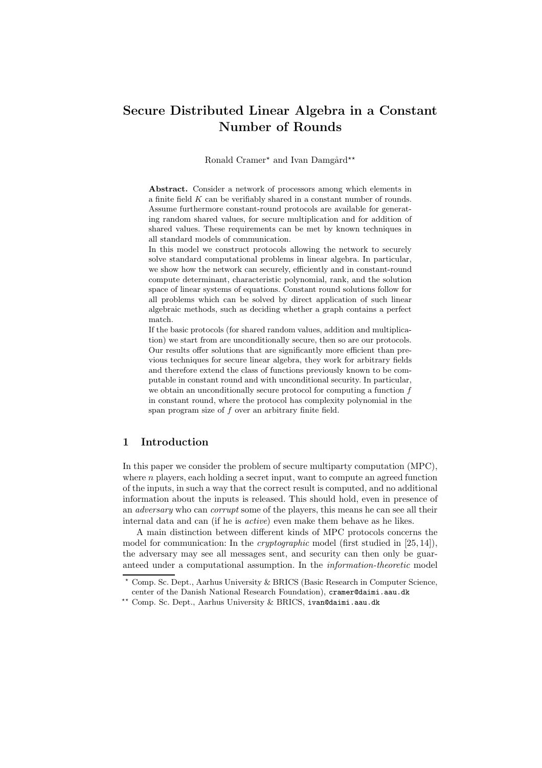# Secure Distributed Linear Algebra in a Constant Number of Rounds

Ronald Cramer* and Ivan Damgård**

**Abstract.** Consider a network of processors among which elements in a finite field $K$ can be verifiably shared in a constant number of rounds. Assume furthermore constant-round protocols are available for generating random shared values, for secure multiplication and for addition of shared values. These requirements can be met by known techniques in all standard models of communication.

In this model we construct protocols allowing the network to securely solve standard computational problems in linear algebra. In particular, we show how the network can securely, efficiently and in constant-round compute determinant, characteristic polynomial, rank, and the solution space of linear systems of equations. Constant round solutions follow for all problems which can be solved by direct application of such linear algebraic methods, such as deciding whether a graph contains a perfect match.

If the basic protocols (for shared random values, addition and multiplication) we start from are unconditionally secure, then so are our protocols. Our results offer solutions that are significantly more efficient than previous techniques for secure linear algebra, they work for arbitrary fields and therefore extend the class of functions previously known to be computable in constant round and with unconditional security. In particular, we obtain an unconditionally secure protocol for computing a function $f$ in constant round, where the protocol has complexity polynomial in the span program size of $f$ over an arbitrary finite field.

## 1 Introduction

In this paper we consider the problem of secure multiparty computation (MPC), where $n$ players, each holding a secret input, want to compute an agreed function of the inputs, in such a way that the correct result is computed, and no additional information about the inputs is released. This should hold, even in presence of an *adversary* who can *corrupt* some of the players, this means he can see all their internal data and can (if he is *active*) even make them behave as he likes.

A main distinction between different kinds of MPC protocols concerns the model for communication: In the *cryptographic* model (first studied in [25, 14]), the adversary may see all messages sent, and security can then only be guaranteed under a computational assumption. In the *information-theoretic* model

---

* Comp. Sc. Dept., Aarhus University & BRICS (Basic Research in Computer Science, center of the Danish National Research Foundation), cramer@daimi.aau.dk

** Comp. Sc. Dept., Aarhus University & BRICS, ivan@daimi.aau.dk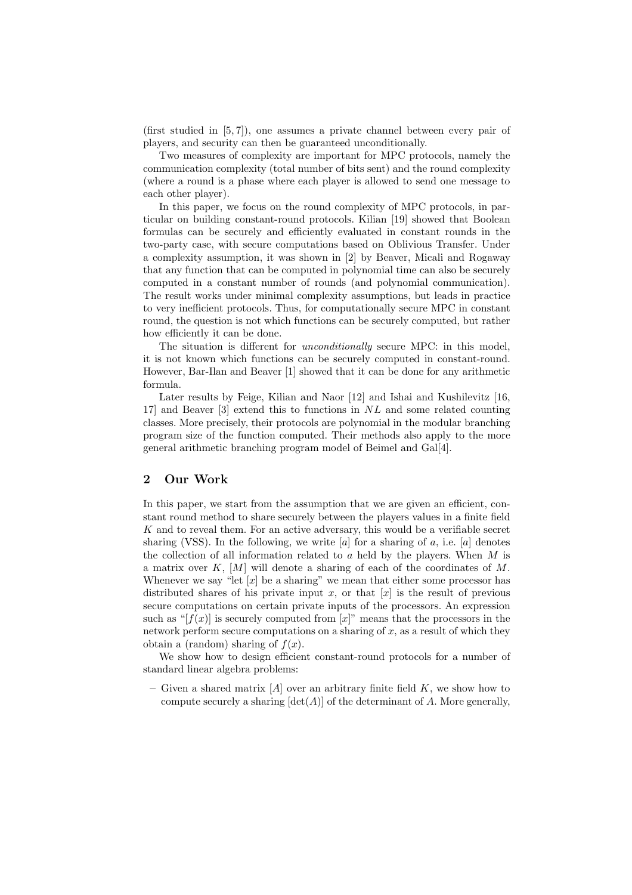(first studied in [5, 7]), one assumes a private channel between every pair of players, and security can then be guaranteed unconditionally.

Two measures of complexity are important for MPC protocols, namely the communication complexity (total number of bits sent) and the round complexity (where a round is a phase where each player is allowed to send one message to each other player).

In this paper, we focus on the round complexity of MPC protocols, in particular on building constant-round protocols. Kilian [19] showed that Boolean formulas can be securely and efficiently evaluated in constant rounds in the two-party case, with secure computations based on Oblivious Transfer. Under a complexity assumption, it was shown in [2] by Beaver, Micali and Rogaway that any function that can be computed in polynomial time can also be securely computed in a constant number of rounds (and polynomial communication). The result works under minimal complexity assumptions, but leads in practice to very inefficient protocols. Thus, for computationally secure MPC in constant round, the question is not which functions can be securely computed, but rather how efficiently it can be done.

The situation is different for *unconditionally* secure MPC: in this model, it is not known which functions can be securely computed in constant-round. However, Bar-Ilan and Beaver [1] showed that it can be done for any arithmetic formula.

Later results by Feige, Kilian and Naor [12] and Ishai and Kushilevitz [16, 17] and Beaver [3] extend this to functions in $NL$ and some related counting classes. More precisely, their protocols are polynomial in the modular branching program size of the function computed. Their methods also apply to the more general arithmetic branching program model of Beimel and Gal[4].

## 2 Our Work

In this paper, we start from the assumption that we are given an efficient, constant round method to share securely between the players values in a finite field $K$ and to reveal them. For an active adversary, this would be a verifiable secret sharing (VSS). In the following, we write $[a]$ for a sharing of $a$, i.e. $[a]$ denotes the collection of all information related to $a$ held by the players. When $M$ is a matrix over $K$, $[M]$ will denote a sharing of each of the coordinates of $M$. Whenever we say "let $[x]$ be a sharing" we mean that either some processor has distributed shares of his private input $x$, or that $[x]$ is the result of previous secure computations on certain private inputs of the processors. An expression such as "$[f(x)]$ is securely computed from $[x]$" means that the processors in the network perform secure computations on a sharing of $x$, as a result of which they obtain a (random) sharing of $f(x)$.

We show how to design efficient constant-round protocols for a number of standard linear algebra problems:

- Given a shared matrix $[A]$ over an arbitrary finite field $K$, we show how to compute securely a sharing $[\det(A)]$ of the determinant of $A$. More generally,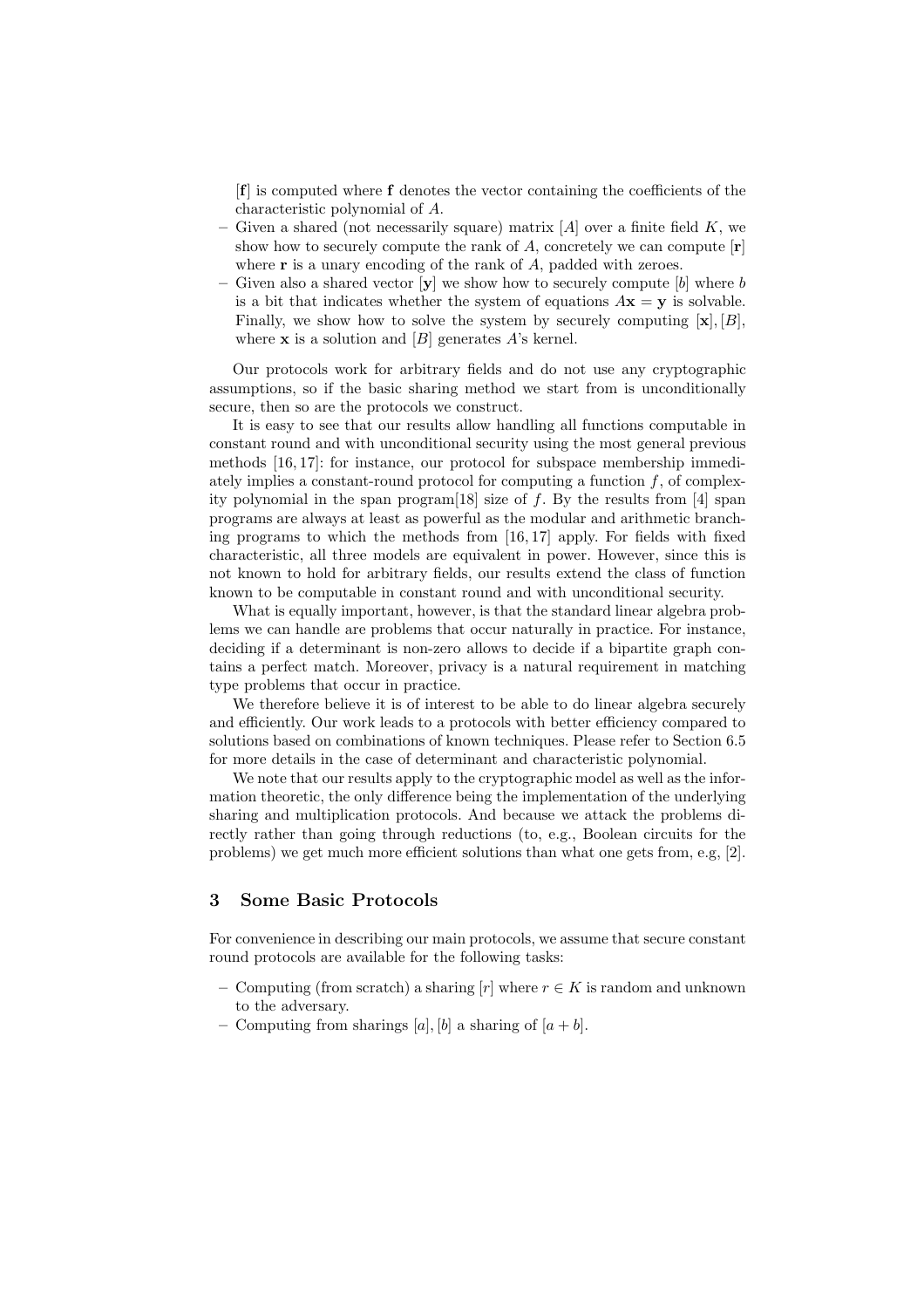[$\mathbf{f}$] is computed where $\mathbf{f}$ denotes the vector containing the coefficients of the characteristic polynomial of $A$.

- Given a shared (not necessarily square) matrix $[A]$ over a finite field $K$, we show how to securely compute the rank of $A$, concretely we can compute $[\mathbf{r}]$ where $\mathbf{r}$ is a unary encoding of the rank of $A$, padded with zeroes.
- Given also a shared vector $[\mathbf{y}]$ we show how to securely compute $[b]$ where $b$ is a bit that indicates whether the system of equations $A\mathbf{x} = \mathbf{y}$ is solvable. Finally, we show how to solve the system by securely computing $[\mathbf{x}], [B]$, where $\mathbf{x}$ is a solution and $[B]$ generates $A$'s kernel.

Our protocols work for arbitrary fields and do not use any cryptographic assumptions, so if the basic sharing method we start from is unconditionally secure, then so are the protocols we construct.

It is easy to see that our results allow handling all functions computable in constant round and with unconditional security using the most general previous methods [16, 17]: for instance, our protocol for subspace membership immediately implies a constant-round protocol for computing a function $f$, of complexity polynomial in the span program[18] size of $f$. By the results from [4] span programs are always at least as powerful as the modular and arithmetic branching programs to which the methods from [16, 17] apply. For fields with fixed characteristic, all three models are equivalent in power. However, since this is not known to hold for arbitrary fields, our results extend the class of function known to be computable in constant round and with unconditional security.

What is equally important, however, is that the standard linear algebra problems we can handle are problems that occur naturally in practice. For instance, deciding if a determinant is non-zero allows to decide if a bipartite graph contains a perfect match. Moreover, privacy is a natural requirement in matching type problems that occur in practice.

We therefore believe it is of interest to be able to do linear algebra securely and efficiently. Our work leads to a protocols with better efficiency compared to solutions based on combinations of known techniques. Please refer to Section 6.5 for more details in the case of determinant and characteristic polynomial.

We note that our results apply to the cryptographic model as well as the information theoretic, the only difference being the implementation of the underlying sharing and multiplication protocols. And because we attack the problems directly rather than going through reductions (to, e.g., Boolean circuits for the problems) we get much more efficient solutions than what one gets from, e.g, [2].

## 3 Some Basic Protocols

For convenience in describing our main protocols, we assume that secure constant round protocols are available for the following tasks:

- Computing (from scratch) a sharing $[r]$ where $r \in K$ is random and unknown to the adversary.
- Computing from sharings $[a], [b]$ a sharing of $[a + b]$.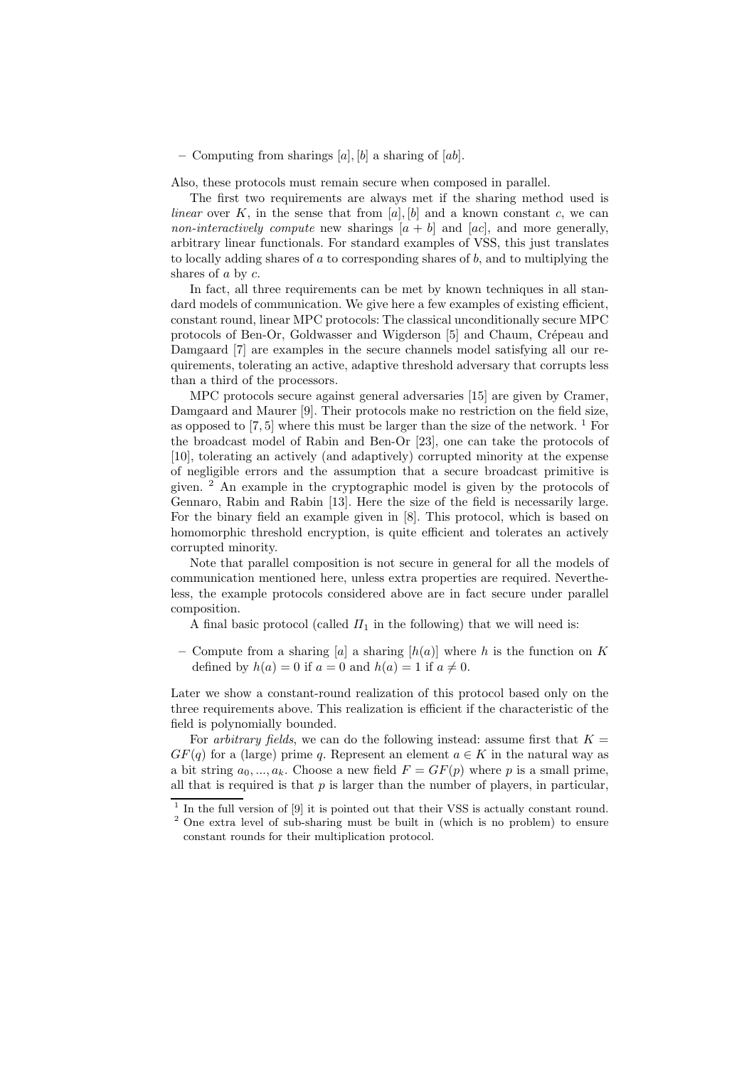– Computing from sharings $[a], [b]$ a sharing of $[ab]$.

Also, these protocols must remain secure when composed in parallel.

The first two requirements are always met if the sharing method used is *linear* over $K$, in the sense that from $[a], [b]$ and a known constant $c$, we can *non-interactively compute* new sharings $[a+b]$ and $[ac]$, and more generally, arbitrary linear functionals. For standard examples of VSS, this just translates to locally adding shares of $a$ to corresponding shares of $b$, and to multiplying the shares of $a$ by $c$.

In fact, all three requirements can be met by known techniques in all standard models of communication. We give here a few examples of existing efficient, constant round, linear MPC protocols: The classical unconditionally secure MPC protocols of Ben-Or, Goldwasser and Wigderson [5] and Chaum, Crépeau and Damgaard [7] are examples in the secure channels model satisfying all our requirements, tolerating an active, adaptive threshold adversary that corrupts less than a third of the processors.

MPC protocols secure against general adversaries [15] are given by Cramer, Damgaard and Maurer [9]. Their protocols make no restriction on the field size, as opposed to [7, 5] where this must be larger than the size of the network. [1] For the broadcast model of Rabin and Ben-Or [23], one can take the protocols of [10], tolerating an actively (and adaptively) corrupted minority at the expense of negligible errors and the assumption that a secure broadcast primitive is given. [2] An example in the cryptographic model is given by the protocols of Gennaro, Rabin and Rabin [13]. Here the size of the field is necessarily large. For the binary field an example given in [8]. This protocol, which is based on homomorphic threshold encryption, is quite efficient and tolerates an actively corrupted minority.

Note that parallel composition is not secure in general for all the models of communication mentioned here, unless extra properties are required. Nevertheless, the example protocols considered above are in fact secure under parallel composition.

A final basic protocol (called $\Pi_1$ in the following) that we will need is:

– Compute from a sharing $[a]$ a sharing $[h(a)]$ where $h$ is the function on $K$ defined by $h(a) = 0$ if $a = 0$ and $h(a) = 1$ if $a \neq 0$.

Later we show a constant-round realization of this protocol based only on the three requirements above. This realization is efficient if the characteristic of the field is polynomially bounded.

For *arbitrary fields*, we can do the following instead: assume first that $K = GF(q)$ for a (large) prime $q$. Represent an element $a \in K$ in the natural way as a bit string $a_0, ..., a_k$. Choose a new field $F = GF(p)$ where $p$ is a small prime, all that is required is that $p$ is larger than the number of players, in particular,

[1] In the full version of [9] it is pointed out that their VSS is actually constant round.

[2] One extra level of sub-sharing must be built in (which is no problem) to ensure constant rounds for their multiplication protocol.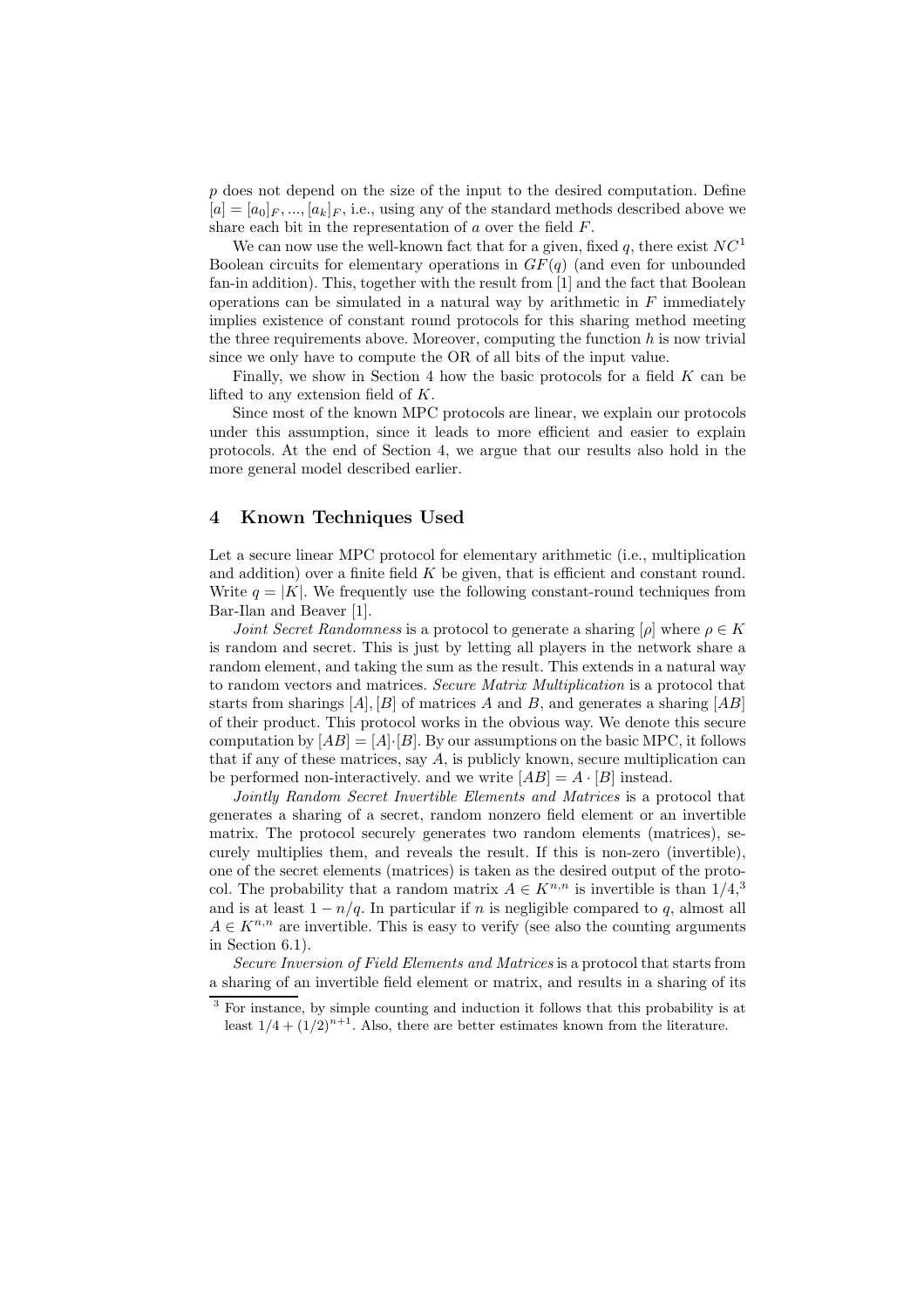$p$ does not depend on the size of the input to the desired computation. Define $[a] = [a_0]_F, ..., [a_k]_F$, i.e., using any of the standard methods described above we share each bit in the representation of $a$ over the field $F$.

We can now use the well-known fact that for a given, fixed $q$, there exist $NC^1$ Boolean circuits for elementary operations in $GF(q)$ (and even for unbounded fan-in addition). This, together with the result from [1] and the fact that Boolean operations can be simulated in a natural way by arithmetic in $F$ immediately implies existence of constant round protocols for this sharing method meeting the three requirements above. Moreover, computing the function $h$ is now trivial since we only have to compute the OR of all bits of the input value.

Finally, we show in Section 4 how the basic protocols for a field $K$ can be lifted to any extension field of $K$.

Since most of the known MPC protocols are linear, we explain our protocols under this assumption, since it leads to more efficient and easier to explain protocols. At the end of Section 4, we argue that our results also hold in the more general model described earlier.

## 4 Known Techniques Used

Let a secure linear MPC protocol for elementary arithmetic (i.e., multiplication and addition) over a finite field $K$ be given, that is efficient and constant round. Write $q = |K|$. We frequently use the following constant-round techniques from Bar-Ilan and Beaver [1].

*Joint Secret Randomness* is a protocol to generate a sharing $[\rho]$ where $\rho \in K$ is random and secret. This is just by letting all players in the network share a random element, and taking the sum as the result. This extends in a natural way to random vectors and matrices. *Secure Matrix Multiplication* is a protocol that starts from sharings $[A], [B]$ of matrices $A$ and $B$, and generates a sharing $[AB]$ of their product. This protocol works in the obvious way. We denote this secure computation by $[AB] = [A] \cdot [B]$. By our assumptions on the basic MPC, it follows that if any of these matrices, say $A$, is publicly known, secure multiplication can be performed non-interactively. and we write $[AB] = A \cdot [B]$ instead.

*Jointly Random Secret Invertible Elements and Matrices* is a protocol that generates a sharing of a secret, random nonzero field element or an invertible matrix. The protocol securely generates two random elements (matrices), securely multiplies them, and reveals the result. If this is non-zero (invertible), one of the secret elements (matrices) is taken as the desired output of the protocol. The probability that a random matrix $A \in K^{n,n}$ is invertible is than $1/4$,[3] and is at least $1 - n/q$. In particular if $n$ is negligible compared to $q$, almost all $A \in K^{n,n}$ are invertible. This is easy to verify (see also the counting arguments in Section 6.1).

*Secure Inversion of Field Elements and Matrices* is a protocol that starts from a sharing of an invertible field element or matrix, and results in a sharing of its

[3] For instance, by simple counting and induction it follows that this probability is at least $1/4 + (1/2)^{n+1}$. Also, there are better estimates known from the literature.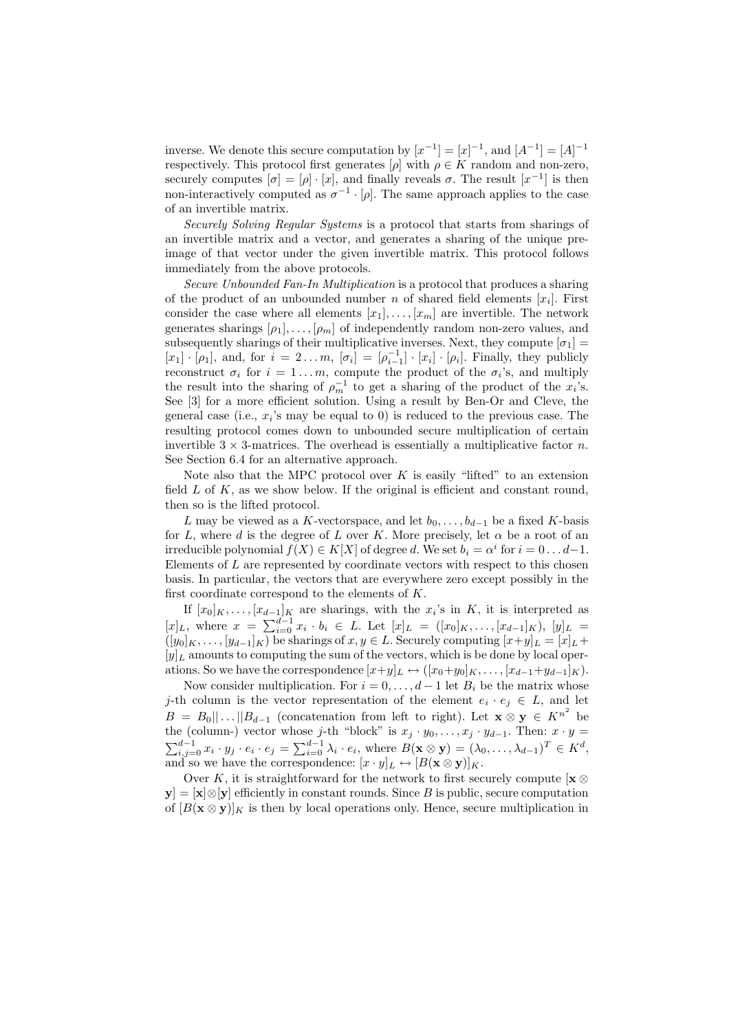inverse. We denote this secure computation by $[x^{-1}] = [x]^{-1}$, and $[A^{-1}] = [A]^{-1}$ respectively. This protocol first generates $[\rho]$ with $\rho \in K$ random and non-zero, securely computes $[\sigma] = [\rho] \cdot [x]$, and finally reveals $\sigma$. The result $[x^{-1}]$ is then non-interactively computed as $\sigma^{-1} \cdot [\rho]$. The same approach applies to the case of an invertible matrix.

*Securely Solving Regular Systems* is a protocol that starts from sharings of an invertible matrix and a vector, and generates a sharing of the unique pre-image of that vector under the given invertible matrix. This protocol follows immediately from the above protocols.

*Secure Unbounded Fan-In Multiplication* is a protocol that produces a sharing of the product of an unbounded number $n$ of shared field elements $[x_i]$. First consider the case where all elements $[x_1], \ldots, [x_m]$ are invertible. The network generates sharings $[\rho_1], \ldots, [\rho_m]$ of independently random non-zero values, and subsequently sharings of their multiplicative inverses. Next, they compute $[\sigma_1] = [x_1] \cdot [\rho_1]$, and, for $i = 2 \ldots m$, $[\sigma_i] = [\rho_{i-1}^{-1}] \cdot [x_i] \cdot [\rho_i]$. Finally, they publicly reconstruct $\sigma_i$ for $i = 1 \ldots m$, compute the product of the $\sigma_i$'s, and multiply the result into the sharing of $\rho_m^{-1}$ to get a sharing of the product of the $x_i$'s. See [3] for a more efficient solution. Using a result by Ben-Or and Cleve, the general case (i.e., $x_i$'s may be equal to 0) is reduced to the previous case. The resulting protocol comes down to unbounded secure multiplication of certain invertible $3 \times 3$-matrices. The overhead is essentially a multiplicative factor $n$. See Section 6.4 for an alternative approach.

Note also that the MPC protocol over $K$ is easily "lifted" to an extension field $L$ of $K$, as we show below. If the original is efficient and constant round, then so is the lifted protocol.

$L$ may be viewed as a $K$-vectorspace, and let $b_0, \ldots, b_{d-1}$ be a fixed $K$-basis for $L$, where $d$ is the degree of $L$ over $K$. More precisely, let $\alpha$ be a root of an irreducible polynomial $f(X) \in K[X]$ of degree $d$. We set $b_i = \alpha^i$ for $i = 0 \ldots d-1$. Elements of $L$ are represented by coordinate vectors with respect to this chosen basis. In particular, the vectors that are everywhere zero except possibly in the first coordinate correspond to the elements of $K$.

If $[x_0]_K, \ldots, [x_{d-1}]_K$ are sharings, with the $x_i$'s in $K$, it is interpreted as $[x]_L$, where $x = \sum_{i=0}^{d-1} x_i \cdot b_i \in L$. Let $[x]_L = ([x_0]_K, \ldots, [x_{d-1}]_K)$, $[y]_L = ([y_0]_K, \ldots, [y_{d-1}]_K)$ be sharings of $x, y \in L$. Securely computing $[x+y]_L = [x]_L + [y]_L$ amounts to computing the sum of the vectors, which is be done by local operations. So we have the correspondence $[x+y]_L \leftrightarrow ([x_0+y_0]_K, \ldots, [x_{d-1}+y_{d-1}]_K)$.

Now consider multiplication. For $i = 0, \ldots, d-1$ let $B_i$ be the matrix whose $j$-th column is the vector representation of the element $e_i \cdot e_j \in L$, and let $B = B_0 || \ldots || B_{d-1}$ (concatenation from left to right). Let $\mathbf{x} \otimes \mathbf{y} \in K^{n^2}$ be the (column-) vector whose $j$-th "block" is $x_j \cdot y_0, \ldots, x_j \cdot y_{d-1}$. Then: $x \cdot y = \sum_{i,j=0}^{d-1} x_i \cdot y_j \cdot e_i \cdot e_j = \sum_{i=0}^{d-1} \lambda_i \cdot e_i$, where $B(\mathbf{x} \otimes \mathbf{y}) = (\lambda_0, \ldots, \lambda_{d-1})^T \in K^d$, and so we have the correspondence: $[x \cdot y]_L \leftrightarrow [B(\mathbf{x} \otimes \mathbf{y})]_K$.

Over $K$, it is straightforward for the network to first securely compute $[\mathbf{x} \otimes \mathbf{y}] = [\mathbf{x}] \otimes [\mathbf{y}]$ efficiently in constant rounds. Since $B$ is public, secure computation of $[B(\mathbf{x} \otimes \mathbf{y})]_K$ is then by local operations only. Hence, secure multiplication in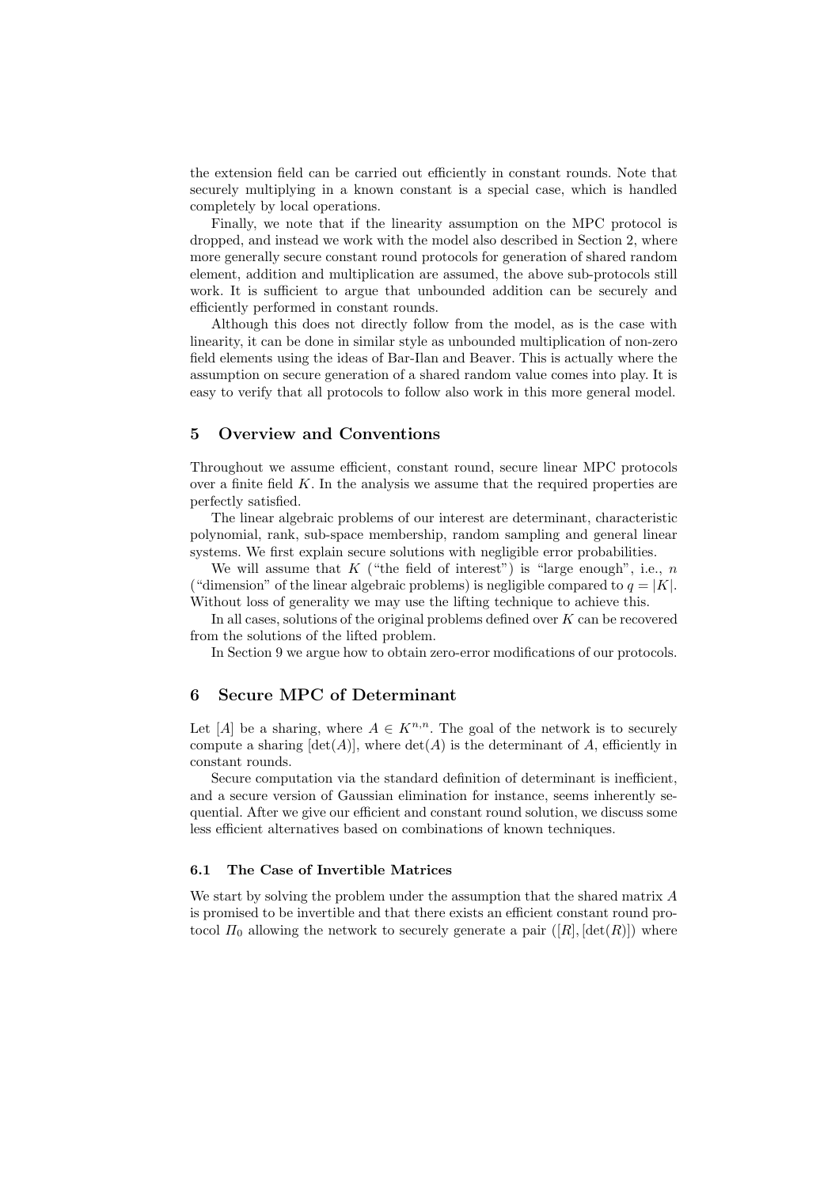the extension field can be carried out efficiently in constant rounds. Note that securely multiplying in a known constant is a special case, which is handled completely by local operations.

Finally, we note that if the linearity assumption on the MPC protocol is dropped, and instead we work with the model also described in Section 2, where more generally secure constant round protocols for generation of shared random element, addition and multiplication are assumed, the above sub-protocols still work. It is sufficient to argue that unbounded addition can be securely and efficiently performed in constant rounds.

Although this does not directly follow from the model, as is the case with linearity, it can be done in similar style as unbounded multiplication of non-zero field elements using the ideas of Bar-Ilan and Beaver. This is actually where the assumption on secure generation of a shared random value comes into play. It is easy to verify that all protocols to follow also work in this more general model.

## 5 Overview and Conventions

Throughout we assume efficient, constant round, secure linear MPC protocols over a finite field $K$. In the analysis we assume that the required properties are perfectly satisfied.

The linear algebraic problems of our interest are determinant, characteristic polynomial, rank, sub-space membership, random sampling and general linear systems. We first explain secure solutions with negligible error probabilities.

We will assume that $K$ ("the field of interest") is "large enough", i.e., $n$ ("dimension" of the linear algebraic problems) is negligible compared to $q = |K|$. Without loss of generality we may use the lifting technique to achieve this.

In all cases, solutions of the original problems defined over $K$ can be recovered from the solutions of the lifted problem.

In Section 9 we argue how to obtain zero-error modifications of our protocols.

## 6 Secure MPC of Determinant

Let $[A]$ be a sharing, where $A \in K^{n,n}$. The goal of the network is to securely compute a sharing $[\det(A)]$, where $\det(A)$ is the determinant of $A$, efficiently in constant rounds.

Secure computation via the standard definition of determinant is inefficient, and a secure version of Gaussian elimination for instance, seems inherently sequential. After we give our efficient and constant round solution, we discuss some less efficient alternatives based on combinations of known techniques.

### 6.1 The Case of Invertible Matrices

We start by solving the problem under the assumption that the shared matrix $A$ is promised to be invertible and that there exists an efficient constant round protocol $\Pi_0$ allowing the network to securely generate a pair $([R], [\det(R)])$ where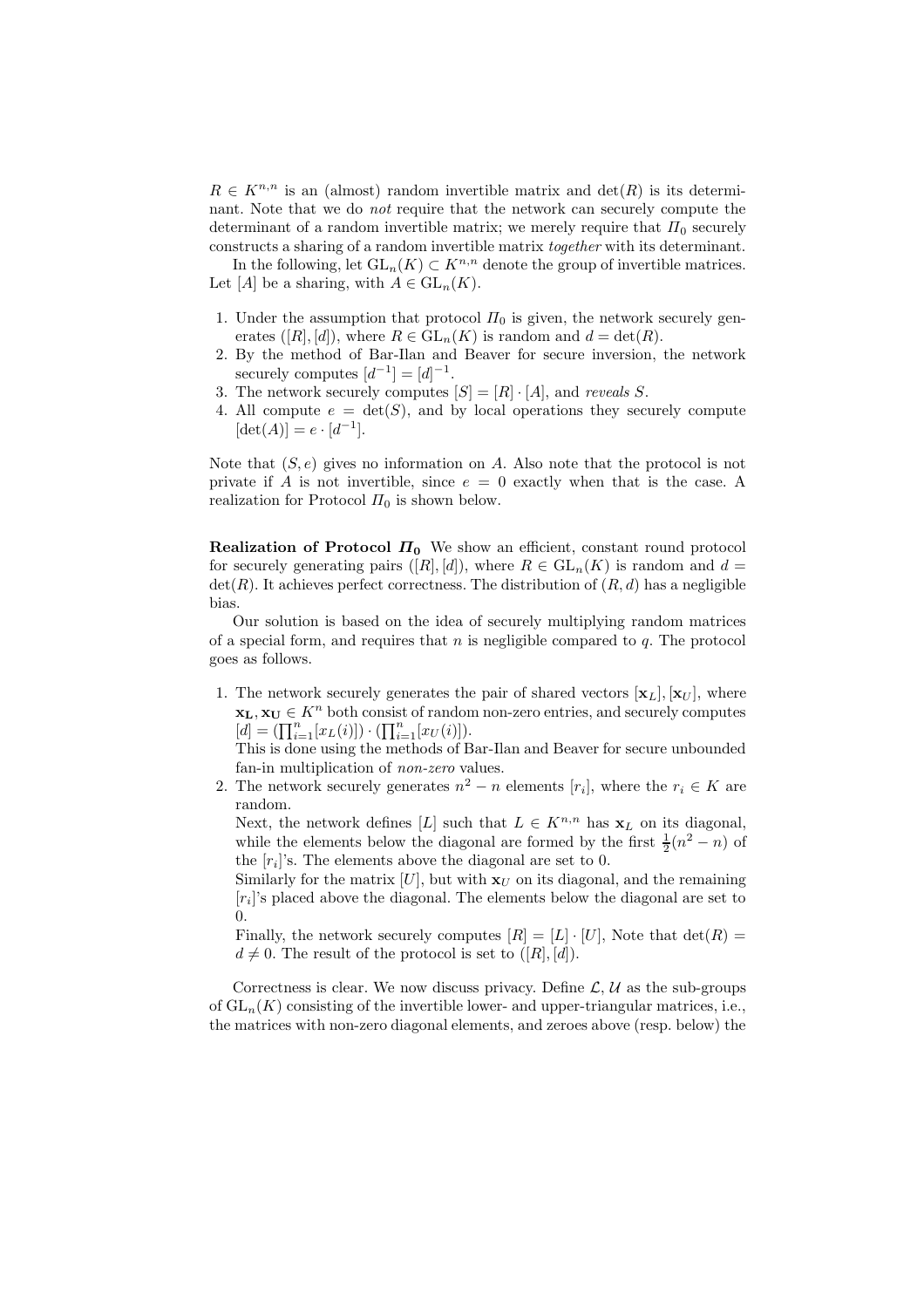$R \in K^{n,n}$ is an (almost) random invertible matrix and $\det(R)$ is its determinant. Note that we do *not* require that the network can securely compute the determinant of a random invertible matrix; we merely require that $\Pi_0$ securely constructs a sharing of a random invertible matrix *together* with its determinant.

In the following, let $\mathrm{GL}_n(K) \subset K^{n,n}$ denote the group of invertible matrices. Let $[A]$ be a sharing, with $A \in \mathrm{GL}_n(K)$.

1. Under the assumption that protocol $\Pi_0$ is given, the network securely generates $([R], [d])$, where $R \in \mathrm{GL}_n(K)$ is random and $d = \det(R)$.
2. By the method of Bar-Ilan and Beaver for secure inversion, the network securely computes $[d^{-1}] = [d]^{-1}$.
3. The network securely computes $[S] = [R] \cdot [A]$, and *reveals* $S$.
4. All compute $e = \det(S)$, and by local operations they securely compute $[\det(A)] = e \cdot [d^{-1}]$.

Note that $(S, e)$ gives no information on $A$. Also note that the protocol is not private if $A$ is not invertible, since $e = 0$ exactly when that is the case. A realization for Protocol $\Pi_0$ is shown below.

**Realization of Protocol $\Pi_0$** We show an efficient, constant round protocol for securely generating pairs $([R], [d])$, where $R \in \mathrm{GL}_n(K)$ is random and $d = \det(R)$. It achieves perfect correctness. The distribution of $(R, d)$ has a negligible bias.

Our solution is based on the idea of securely multiplying random matrices of a special form, and requires that $n$ is negligible compared to $q$. The protocol goes as follows.

1. The network securely generates the pair of shared vectors $[\mathbf{x}_L], [\mathbf{x}_U]$, where $\mathbf{x_L}, \mathbf{x_U} \in K^n$ both consist of random non-zero entries, and securely computes $[d] = (\prod_{i=1}^{n} [x_L(i)]) \cdot (\prod_{i=1}^{n} [x_U(i)])$.
   This is done using the methods of Bar-Ilan and Beaver for secure unbounded fan-in multiplication of *non-zero* values.
2. The network securely generates $n^2 - n$ elements $[r_i]$, where the $r_i \in K$ are random.
   Next, the network defines $[L]$ such that $L \in K^{n,n}$ has $\mathbf{x}_L$ on its diagonal, while the elements below the diagonal are formed by the first $\frac{1}{2}(n^2 - n)$ of the $[r_i]$'s. The elements above the diagonal are set to 0.
   Similarly for the matrix $[U]$, but with $\mathbf{x}_U$ on its diagonal, and the remaining $[r_i]$'s placed above the diagonal. The elements below the diagonal are set to 0.
   Finally, the network securely computes $[R] = [L] \cdot [U]$, Note that $\det(R) = d \neq 0$. The result of the protocol is set to $([R], [d])$.

Correctness is clear. We now discuss privacy. Define $\mathcal{L}, \mathcal{U}$ as the sub-groups of $\mathrm{GL}_n(K)$ consisting of the invertible lower- and upper-triangular matrices, i.e., the matrices with non-zero diagonal elements, and zeroes above (resp. below) the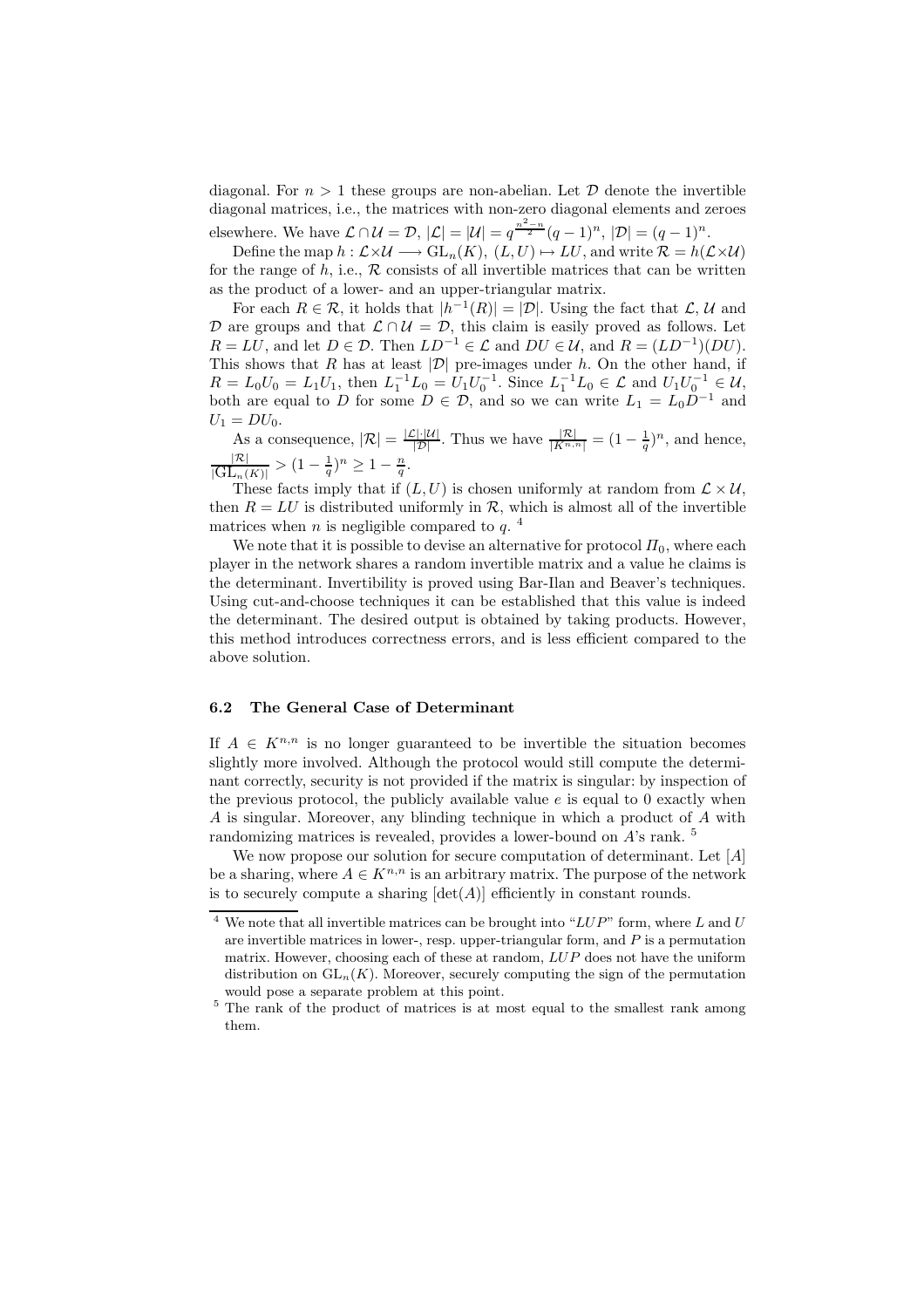diagonal. For $n > 1$ these groups are non-abelian. Let $\mathcal{D}$ denote the invertible diagonal matrices, i.e., the matrices with non-zero diagonal elements and zeroes elsewhere. We have $\mathcal{L} \cap \mathcal{U} = \mathcal{D}$, $|\mathcal{L}| = |\mathcal{U}| = q^{\frac{n^2-n}{2}}(q-1)^n$, $|\mathcal{D}| = (q-1)^n$.

Define the map $h : \mathcal{L} \times \mathcal{U} \longrightarrow \mathrm{GL}_n(K)$, $(L, U) \mapsto LU$, and write $\mathcal{R} = h(\mathcal{L} \times \mathcal{U})$ for the range of $h$, i.e., $\mathcal{R}$ consists of all invertible matrices that can be written as the product of a lower- and an upper-triangular matrix.

For each $R \in \mathcal{R}$, it holds that $|h^{-1}(R)| = |\mathcal{D}|$. Using the fact that $\mathcal{L}$, $\mathcal{U}$ and $\mathcal{D}$ are groups and that $\mathcal{L} \cap \mathcal{U} = \mathcal{D}$, this claim is easily proved as follows. Let $R = LU$, and let $D \in \mathcal{D}$. Then $LD^{-1} \in \mathcal{L}$ and $DU \in \mathcal{U}$, and $R = (LD^{-1})(DU)$. This shows that $R$ has at least $|\mathcal{D}|$ pre-images under $h$. On the other hand, if $R = L_0U_0 = L_1U_1$, then $L_1^{-1}L_0 = U_1U_0^{-1}$. Since $L_1^{-1}L_0 \in \mathcal{L}$ and $U_1U_0^{-1} \in \mathcal{U}$, both are equal to $D$ for some $D \in \mathcal{D}$, and so we can write $L_1 = L_0D^{-1}$ and $U_1 = DU_0$.

As a consequence, $|\mathcal{R}| = \frac{|\mathcal{L}| \cdot |\mathcal{U}|}{|\mathcal{D}|}$. Thus we have $\frac{|\mathcal{R}|}{|K^{n,n}|} = (1 - \frac{1}{q})^n$, and hence, $\frac{|\mathcal{R}|}{|\mathrm{GL}_n(K)|} > (1 - \frac{1}{q})^n \geq 1 - \frac{n}{q}$.

These facts imply that if $(L, U)$ is chosen uniformly at random from $\mathcal{L} \times \mathcal{U}$, then $R = LU$ is distributed uniformly in $\mathcal{R}$, which is almost all of the invertible matrices when $n$ is negligible compared to $q$. [4]

We note that it is possible to devise an alternative for protocol $\Pi_0$, where each player in the network shares a random invertible matrix and a value he claims is the determinant. Invertibility is proved using Bar-Ilan and Beaver's techniques. Using cut-and-choose techniques it can be established that this value is indeed the determinant. The desired output is obtained by taking products. However, this method introduces correctness errors, and is less efficient compared to the above solution.

### 6.2 The General Case of Determinant

If $A \in K^{n,n}$ is no longer guaranteed to be invertible the situation becomes slightly more involved. Although the protocol would still compute the determinant correctly, security is not provided if the matrix is singular: by inspection of the previous protocol, the publicly available value $e$ is equal to 0 exactly when $A$ is singular. Moreover, any blinding technique in which a product of $A$ with randomizing matrices is revealed, provides a lower-bound on $A$'s rank. [5]

We now propose our solution for secure computation of determinant. Let $[A]$ be a sharing, where $A \in K^{n,n}$ is an arbitrary matrix. The purpose of the network is to securely compute a sharing $[\det(A)]$ efficiently in constant rounds.

[4] We note that all invertible matrices can be brought into "$LUP$" form, where $L$ and $U$ are invertible matrices in lower-, resp. upper-triangular form, and $P$ is a permutation matrix. However, choosing each of these at random, $LUP$ does not have the uniform distribution on $\mathrm{GL}_n(K)$. Moreover, securely computing the sign of the permutation would pose a separate problem at this point.

[5] The rank of the product of matrices is at most equal to the smallest rank among them.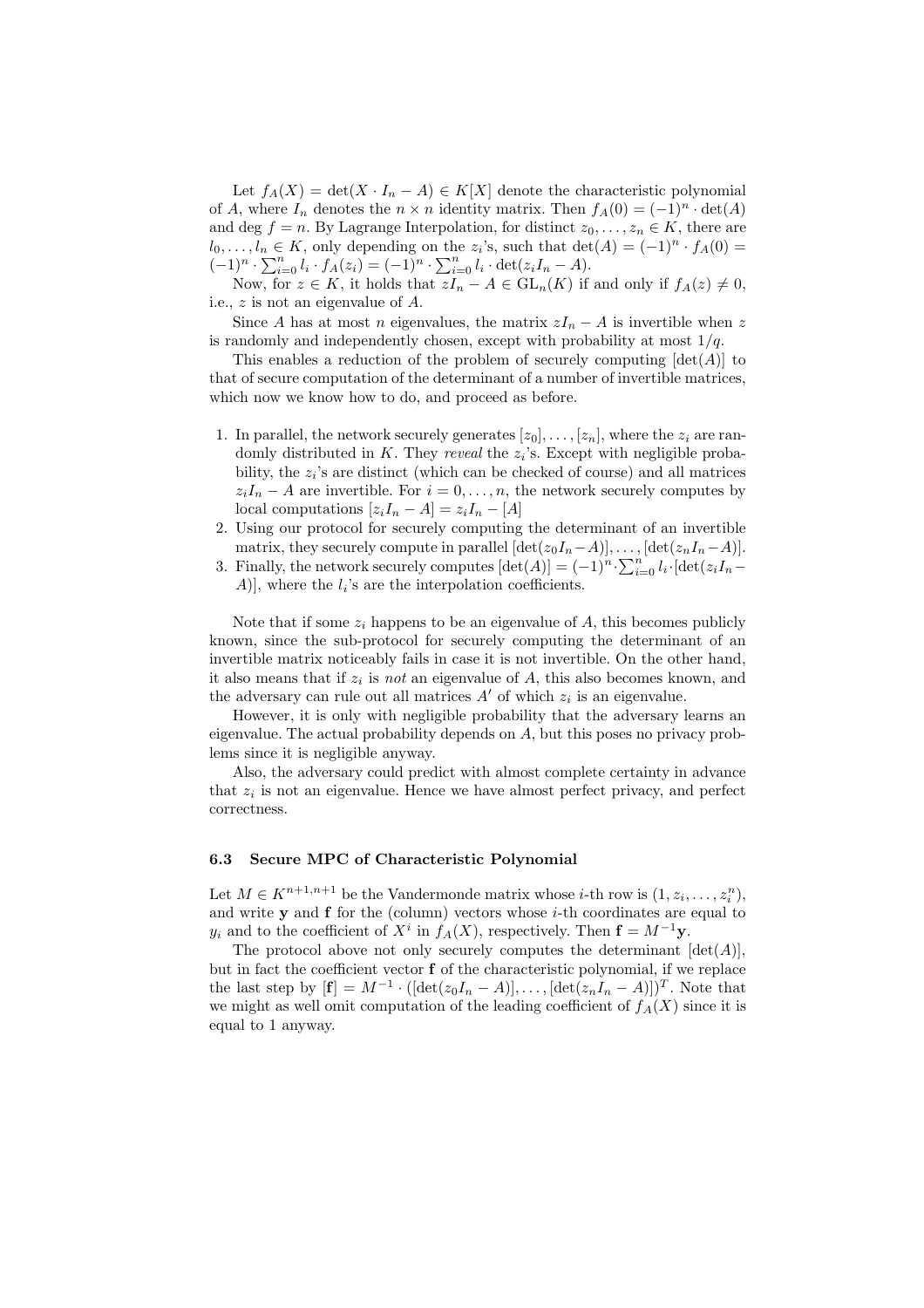Let $f_A(X) = \det(X \cdot I_n - A) \in K[X]$ denote the characteristic polynomial of $A$, where $I_n$ denotes the $n \times n$ identity matrix. Then $f_A(0) = (-1)^n \cdot \det(A)$ and $\deg f = n$. By Lagrange Interpolation, for distinct $z_0, \ldots, z_n \in K$, there are $l_0, \ldots, l_n \in K$, only depending on the $z_i$'s, such that $\det(A) = (-1)^n \cdot f_A(0) = (-1)^n \cdot \sum_{i=0}^{n} l_i \cdot f_A(z_i) = (-1)^n \cdot \sum_{i=0}^{n} l_i \cdot \det(z_i I_n - A)$.

Now, for $z \in K$, it holds that $zI_n - A \in \mathrm{GL}_n(K)$ if and only if $f_A(z) \neq 0$, i.e., $z$ is not an eigenvalue of $A$.

Since $A$ has at most $n$ eigenvalues, the matrix $zI_n - A$ is invertible when $z$ is randomly and independently chosen, except with probability at most $1/q$.

This enables a reduction of the problem of securely computing $[\det(A)]$ to that of secure computation of the determinant of a number of invertible matrices, which now we know how to do, and proceed as before.

1. In parallel, the network securely generates $[z_0], \ldots, [z_n]$, where the $z_i$ are randomly distributed in $K$. They *reveal* the $z_i$'s. Except with negligible probability, the $z_i$'s are distinct (which can be checked of course) and all matrices $z_i I_n - A$ are invertible. For $i = 0, \ldots, n$, the network securely computes by local computations $[z_i I_n - A] = z_i I_n - [A]$
2. Using our protocol for securely computing the determinant of an invertible matrix, they securely compute in parallel $[\det(z_0 I_n - A)], \ldots, [\det(z_n I_n - A)]$.
3. Finally, the network securely computes $[\det(A)] = (-1)^n \cdot \sum_{i=0}^{n} l_i \cdot [\det(z_i I_n - A)]$, where the $l_i$'s are the interpolation coefficients.

Note that if some $z_i$ happens to be an eigenvalue of $A$, this becomes publicly known, since the sub-protocol for securely computing the determinant of an invertible matrix noticeably fails in case it is not invertible. On the other hand, it also means that if $z_i$ is *not* an eigenvalue of $A$, this also becomes known, and the adversary can rule out all matrices $A'$ of which $z_i$ is an eigenvalue.

However, it is only with negligible probability that the adversary learns an eigenvalue. The actual probability depends on $A$, but this poses no privacy problems since it is negligible anyway.

Also, the adversary could predict with almost complete certainty in advance that $z_i$ is not an eigenvalue. Hence we have almost perfect privacy, and perfect correctness.

### 6.3 Secure MPC of Characteristic Polynomial

Let $M \in K^{n+1,n+1}$ be the Vandermonde matrix whose $i$-th row is $(1, z_i, \ldots, z_i^n)$, and write $\mathbf{y}$ and $\mathbf{f}$ for the (column) vectors whose $i$-th coordinates are equal to $y_i$ and to the coefficient of $X^i$ in $f_A(X)$, respectively. Then $\mathbf{f} = M^{-1}\mathbf{y}$.

The protocol above not only securely computes the determinant $[\det(A)]$, but in fact the coefficient vector $\mathbf{f}$ of the characteristic polynomial, if we replace the last step by $[\mathbf{f}] = M^{-1} \cdot ([\det(z_0 I_n - A)], \ldots, [\det(z_n I_n - A)])^T$. Note that we might as well omit computation of the leading coefficient of $f_A(X)$ since it is equal to 1 anyway.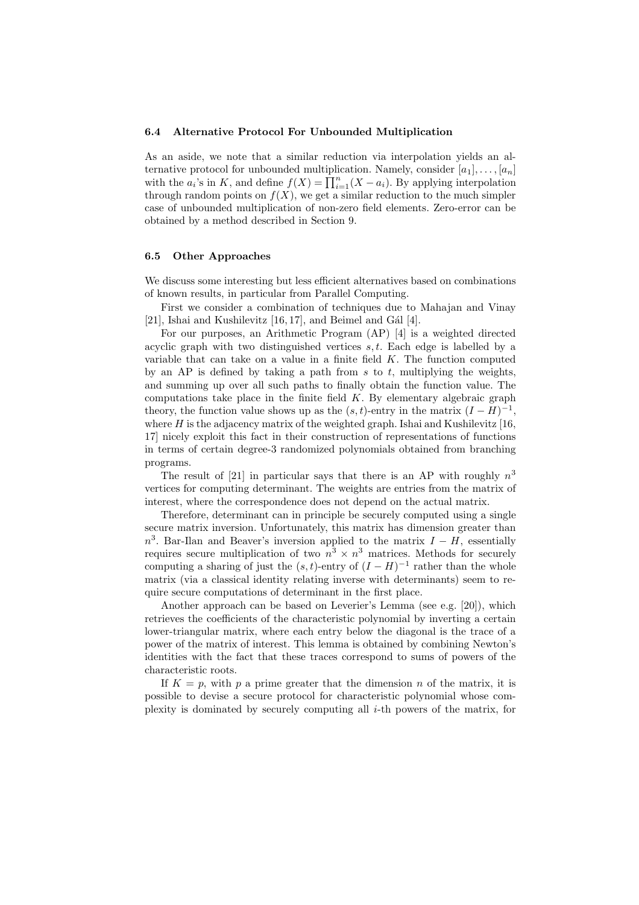### 6.4 Alternative Protocol For Unbounded Multiplication

As an aside, we note that a similar reduction via interpolation yields an alternative protocol for unbounded multiplication. Namely, consider $[a_1], \ldots, [a_n]$ with the $a_i$'s in $K$, and define $f(X) = \prod_{i=1}^{n}(X - a_i)$. By applying interpolation through random points on $f(X)$, we get a similar reduction to the much simpler case of unbounded multiplication of non-zero field elements. Zero-error can be obtained by a method described in Section 9.

### 6.5 Other Approaches

We discuss some interesting but less efficient alternatives based on combinations of known results, in particular from Parallel Computing.

First we consider a combination of techniques due to Mahajan and Vinay [21], Ishai and Kushilevitz [16, 17], and Beimel and Gál [4].

For our purposes, an Arithmetic Program (AP) [4] is a weighted directed acyclic graph with two distinguished vertices $s, t$. Each edge is labelled by a variable that can take on a value in a finite field $K$. The function computed by an AP is defined by taking a path from $s$ to $t$, multiplying the weights, and summing up over all such paths to finally obtain the function value. The computations take place in the finite field $K$. By elementary algebraic graph theory, the function value shows up as the $(s, t)$-entry in the matrix $(I - H)^{-1}$, where $H$ is the adjacency matrix of the weighted graph. Ishai and Kushilevitz [16, 17] nicely exploit this fact in their construction of representations of functions in terms of certain degree-3 randomized polynomials obtained from branching programs.

The result of [21] in particular says that there is an AP with roughly $n^3$ vertices for computing determinant. The weights are entries from the matrix of interest, where the correspondence does not depend on the actual matrix.

Therefore, determinant can in principle be securely computed using a single secure matrix inversion. Unfortunately, this matrix has dimension greater than $n^3$. Bar-Ilan and Beaver's inversion applied to the matrix $I - H$, essentially requires secure multiplication of two $n^3 \times n^3$ matrices. Methods for securely computing a sharing of just the $(s, t)$-entry of $(I - H)^{-1}$ rather than the whole matrix (via a classical identity relating inverse with determinants) seem to require secure computations of determinant in the first place.

Another approach can be based on Leverier's Lemma (see e.g. [20]), which retrieves the coefficients of the characteristic polynomial by inverting a certain lower-triangular matrix, where each entry below the diagonal is the trace of a power of the matrix of interest. This lemma is obtained by combining Newton's identities with the fact that these traces correspond to sums of powers of the characteristic roots.

If $K = p$, with $p$ a prime greater that the dimension $n$ of the matrix, it is possible to devise a secure protocol for characteristic polynomial whose complexity is dominated by securely computing all $i$-th powers of the matrix, for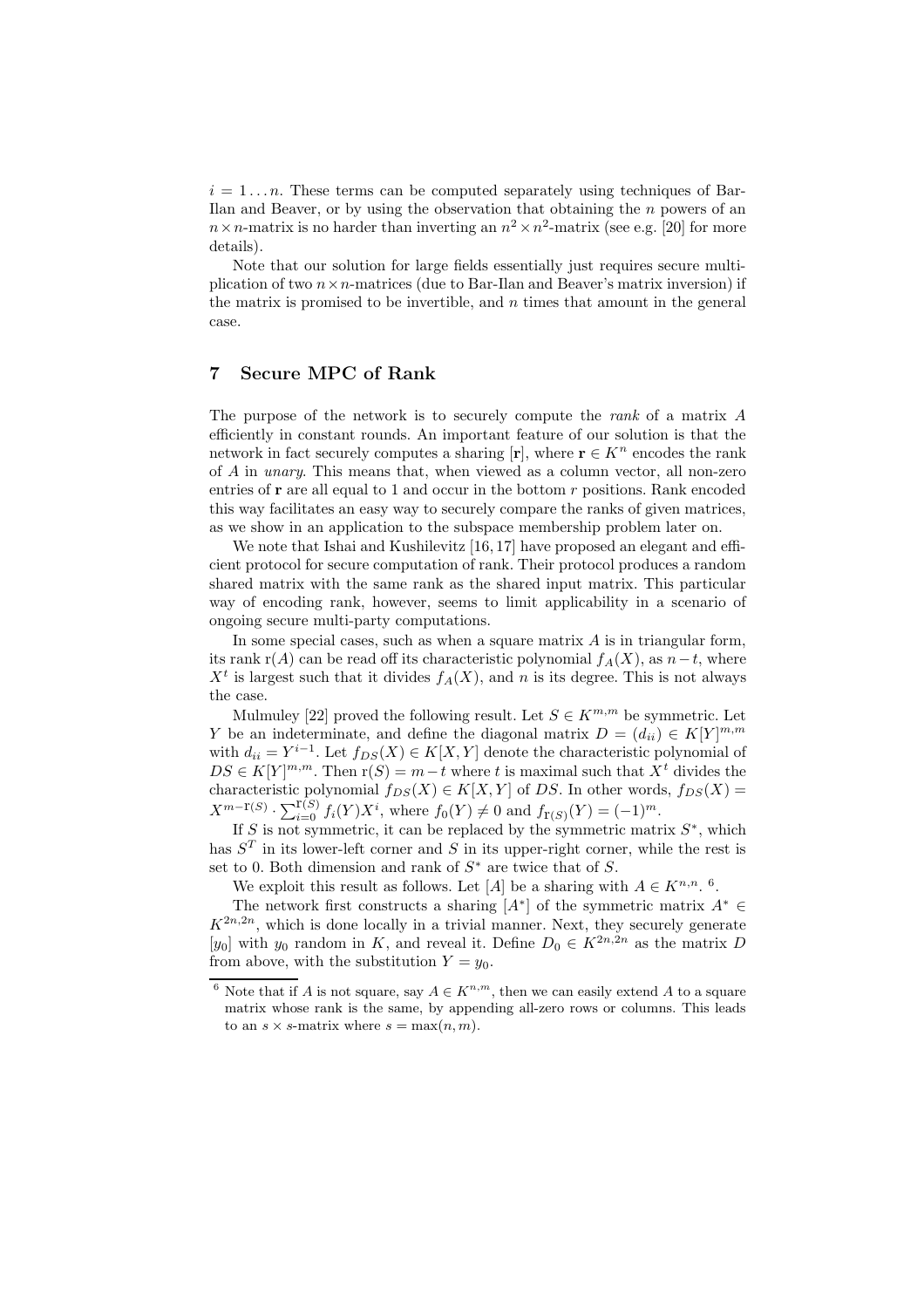$i = 1 \ldots n$. These terms can be computed separately using techniques of Bar-Ilan and Beaver, or by using the observation that obtaining the $n$ powers of an $n \times n$-matrix is no harder than inverting an $n^2 \times n^2$-matrix (see e.g. [20] for more details).

Note that our solution for large fields essentially just requires secure multiplication of two $n \times n$-matrices (due to Bar-Ilan and Beaver's matrix inversion) if the matrix is promised to be invertible, and $n$ times that amount in the general case.

## 7 Secure MPC of Rank

The purpose of the network is to securely compute the *rank* of a matrix $A$ efficiently in constant rounds. An important feature of our solution is that the network in fact securely computes a sharing $[\mathbf{r}]$, where $\mathbf{r} \in K^n$ encodes the rank of $A$ in *unary*. This means that, when viewed as a column vector, all non-zero entries of $\mathbf{r}$ are all equal to 1 and occur in the bottom $r$ positions. Rank encoded this way facilitates an easy way to securely compare the ranks of given matrices, as we show in an application to the subspace membership problem later on.

We note that Ishai and Kushilevitz [16, 17] have proposed an elegant and efficient protocol for secure computation of rank. Their protocol produces a random shared matrix with the same rank as the shared input matrix. This particular way of encoding rank, however, seems to limit applicability in a scenario of ongoing secure multi-party computations.

In some special cases, such as when a square matrix $A$ is in triangular form, its rank $\mathrm{r}(A)$ can be read off its characteristic polynomial $f_A(X)$, as $n-t$, where $X^t$ is largest such that it divides $f_A(X)$, and $n$ is its degree. This is not always the case.

Mulmuley [22] proved the following result. Let $S \in K^{m,m}$ be symmetric. Let $Y$ be an indeterminate, and define the diagonal matrix $D = (d_{ii}) \in K[Y]^{m,m}$ with $d_{ii} = Y^{i-1}$. Let $f_{DS}(X) \in K[X, Y]$ denote the characteristic polynomial of $DS \in K[Y]^{m,m}$. Then $\mathrm{r}(S) = m - t$ where $t$ is maximal such that $X^t$ divides the characteristic polynomial $f_{DS}(X) \in K[X, Y]$ of $DS$. In other words, $f_{DS}(X) = X^{m-\mathrm{r}(S)} \cdot \sum_{i=0}^{\mathrm{r}(S)} f_i(Y) X^i$, where $f_0(Y) \neq 0$ and $f_{\mathrm{r}(S)}(Y) = (-1)^m$.

If $S$ is not symmetric, it can be replaced by the symmetric matrix $S^*$, which has $S^T$ in its lower-left corner and $S$ in its upper-right corner, while the rest is set to 0. Both dimension and rank of $S^*$ are twice that of $S$.

We exploit this result as follows. Let $[A]$ be a sharing with $A \in K^{n,n}$. [6].

The network first constructs a sharing $[A^*]$ of the symmetric matrix $A^* \in K^{2n,2n}$, which is done locally in a trivial manner. Next, they securely generate $[y_0]$ with $y_0$ random in $K$, and reveal it. Define $D_0 \in K^{2n,2n}$ as the matrix $D$ from above, with the substitution $Y = y_0$.

[6] Note that if $A$ is not square, say $A \in K^{n,m}$, then we can easily extend $A$ to a square matrix whose rank is the same, by appending all-zero rows or columns. This leads to an $s \times s$-matrix where $s = \max(n, m)$.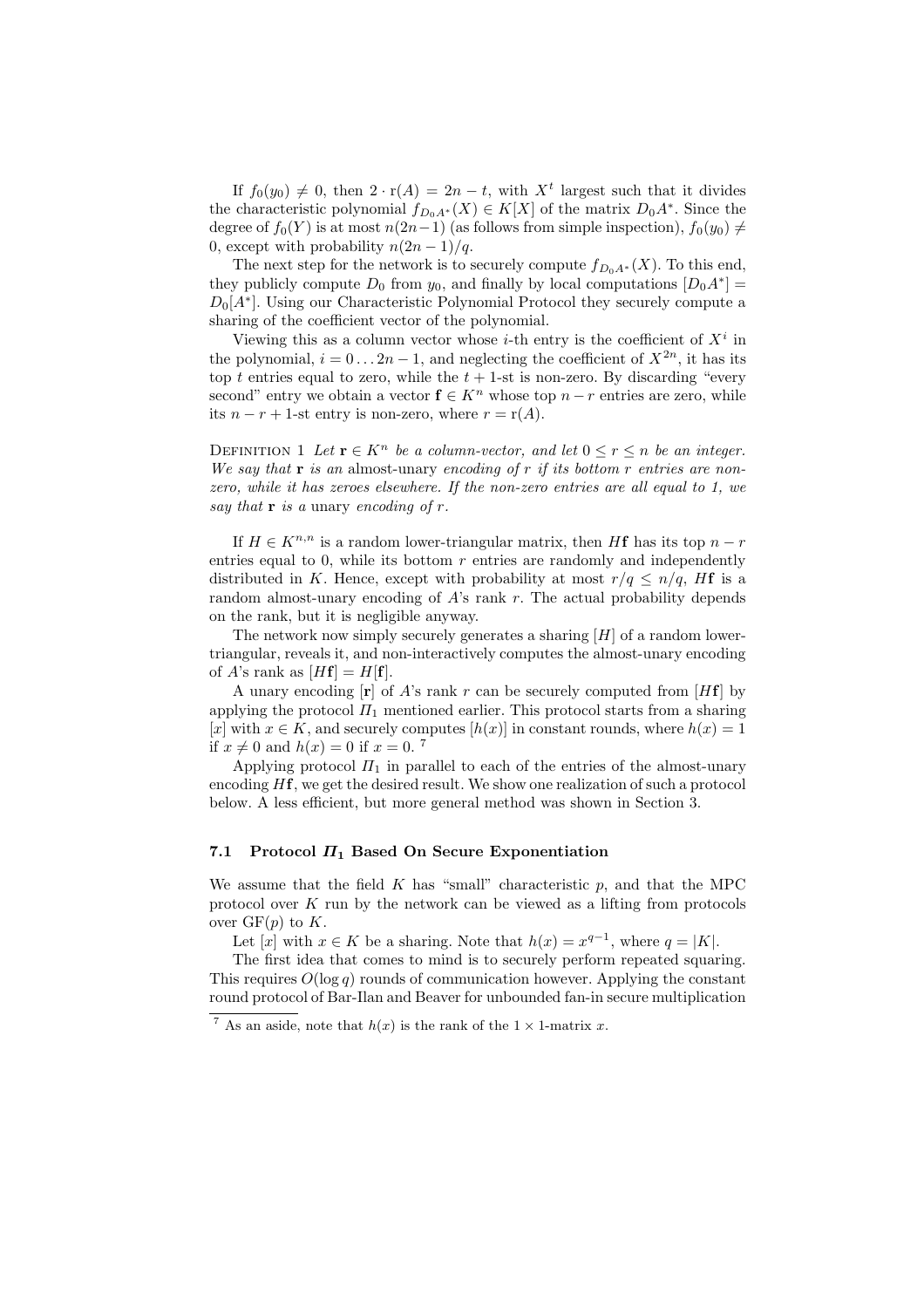If $f_0(y_0) \neq 0$, then $2 \cdot \mathrm{r}(A) = 2n - t$, with $X^t$ largest such that it divides the characteristic polynomial $f_{D_0 A^*}(X) \in K[X]$ of the matrix $D_0 A^*$. Since the degree of $f_0(Y)$ is at most $n(2n-1)$ (as follows from simple inspection), $f_0(y_0) \neq 0$, except with probability $n(2n-1)/q$.

The next step for the network is to securely compute $f_{D_0 A^*}(X)$. To this end, they publicly compute $D_0$ from $y_0$, and finally by local computations $[D_0 A^*] = D_0[A^*]$. Using our Characteristic Polynomial Protocol they securely compute a sharing of the coefficient vector of the polynomial.

Viewing this as a column vector whose $i$-th entry is the coefficient of $X^i$ in the polynomial, $i = 0 \ldots 2n-1$, and neglecting the coefficient of $X^{2n}$, it has its top $t$ entries equal to zero, while the $t+1$-st is non-zero. By discarding "every second" entry we obtain a vector $\mathbf{f} \in K^n$ whose top $n-r$ entries are zero, while its $n-r+1$-st entry is non-zero, where $r = \mathrm{r}(A)$.

Definition 1 *Let $\mathbf{r} \in K^n$ be a column-vector, and let $0 \leq r \leq n$ be an integer. We say that $\mathbf{r}$ is an* almost-unary *encoding of $r$ if its bottom $r$ entries are non-zero, while it has zeroes elsewhere. If the non-zero entries are all equal to 1, we say that $\mathbf{r}$ is a* unary *encoding of $r$.*

If $H \in K^{n,n}$ is a random lower-triangular matrix, then $H\mathbf{f}$ has its top $n-r$ entries equal to 0, while its bottom $r$ entries are randomly and independently distributed in $K$. Hence, except with probability at most $r/q \leq n/q$, $H\mathbf{f}$ is a random almost-unary encoding of $A$'s rank $r$. The actual probability depends on the rank, but it is negligible anyway.

The network now simply securely generates a sharing $[H]$ of a random lower-triangular, reveals it, and non-interactively computes the almost-unary encoding of $A$'s rank as $[H\mathbf{f}] = H[\mathbf{f}]$.

A unary encoding $[\mathbf{r}]$ of $A$'s rank $r$ can be securely computed from $[H\mathbf{f}]$ by applying the protocol $\Pi_1$ mentioned earlier. This protocol starts from a sharing $[x]$ with $x \in K$, and securely computes $[h(x)]$ in constant rounds, where $h(x) = 1$ if $x \neq 0$ and $h(x) = 0$ if $x = 0$. [7]

Applying protocol $\Pi_1$ in parallel to each of the entries of the almost-unary encoding $H\mathbf{f}$, we get the desired result. We show one realization of such a protocol below. A less efficient, but more general method was shown in Section 3.

### 7.1 Protocol $\Pi_1$ Based On Secure Exponentiation

We assume that the field $K$ has "small" characteristic $p$, and that the MPC protocol over $K$ run by the network can be viewed as a lifting from protocols over $\mathrm{GF}(p)$ to $K$.

Let $[x]$ with $x \in K$ be a sharing. Note that $h(x) = x^{q-1}$, where $q = |K|$.

The first idea that comes to mind is to securely perform repeated squaring. This requires $O(\log q)$ rounds of communication however. Applying the constant round protocol of Bar-Ilan and Beaver for unbounded fan-in secure multiplication

[7] As an aside, note that $h(x)$ is the rank of the $1 \times 1$-matrix $x$.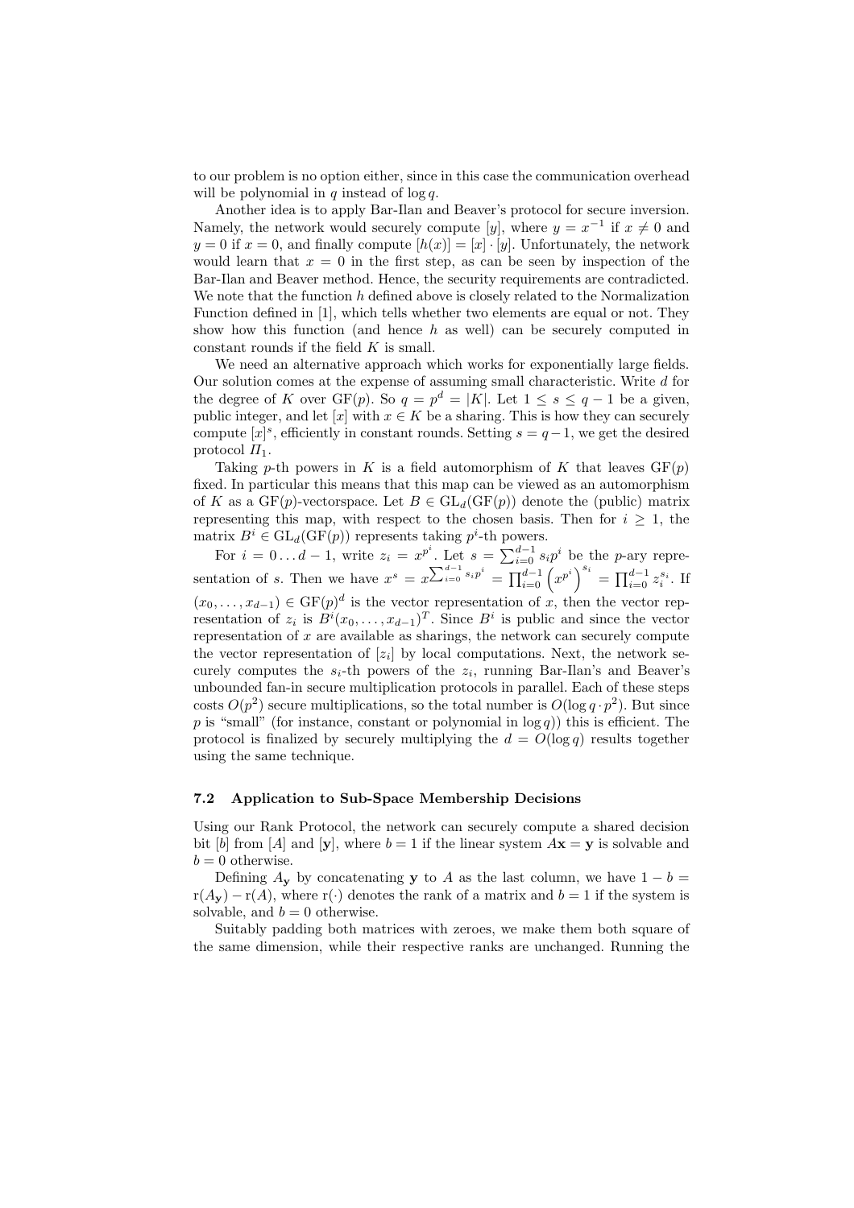to our problem is no option either, since in this case the communication overhead will be polynomial in $q$ instead of $\log q$.

Another idea is to apply Bar-Ilan and Beaver's protocol for secure inversion. Namely, the network would securely compute $[y]$, where $y = x^{-1}$ if $x \neq 0$ and $y = 0$ if $x = 0$, and finally compute $[h(x)] = [x] \cdot [y]$. Unfortunately, the network would learn that $x = 0$ in the first step, as can be seen by inspection of the Bar-Ilan and Beaver method. Hence, the security requirements are contradicted. We note that the function $h$ defined above is closely related to the Normalization Function defined in [1], which tells whether two elements are equal or not. They show how this function (and hence $h$ as well) can be securely computed in constant rounds if the field $K$ is small.

We need an alternative approach which works for exponentially large fields. Our solution comes at the expense of assuming small characteristic. Write $d$ for the degree of $K$ over $\mathrm{GF}(p)$. So $q = p^d = |K|$. Let $1 \leq s \leq q-1$ be a given, public integer, and let $[x]$ with $x \in K$ be a sharing. This is how they can securely compute $[x]^s$, efficiently in constant rounds. Setting $s = q-1$, we get the desired protocol $\Pi_1$.

Taking $p$-th powers in $K$ is a field automorphism of $K$ that leaves $\mathrm{GF}(p)$ fixed. In particular this means that this map can be viewed as an automorphism of $K$ as a $\mathrm{GF}(p)$-vectorspace. Let $B \in \mathrm{GL}_d(\mathrm{GF}(p))$ denote the (public) matrix representing this map, with respect to the chosen basis. Then for $i \geq 1$, the matrix $B^i \in \mathrm{GL}_d(\mathrm{GF}(p))$ represents taking $p^i$-th powers.

For $i = 0 \ldots d-1$, write $z_i = x^{p^i}$. Let $s = \sum_{i=0}^{d-1} s_i p^i$ be the $p$-ary representation of $s$. Then we have $x^s = x^{\sum_{i=0}^{d-1} s_i p^i} = \prod_{i=0}^{d-1} \left(x^{p^i}\right)^{s_i} = \prod_{i=0}^{d-1} z_i^{s_i}$. If $(x_0, \ldots, x_{d-1}) \in \mathrm{GF}(p)^d$ is the vector representation of $x$, then the vector representation of $z_i$ is $B^i (x_0, \ldots, x_{d-1})^T$. Since $B^i$ is public and since the vector representation of $x$ are available as sharings, the network can securely compute the vector representation of $[z_i]$ by local computations. Next, the network securely computes the $s_i$-th powers of the $z_i$, running Bar-Ilan's and Beaver's unbounded fan-in secure multiplication protocols in parallel. Each of these steps costs $O(p^2)$ secure multiplications, so the total number is $O(\log q \cdot p^2)$. But since $p$ is "small" (for instance, constant or polynomial in $\log q$)) this is efficient. The protocol is finalized by securely multiplying the $d = O(\log q)$ results together using the same technique.

### 7.2 Application to Sub-Space Membership Decisions

Using our Rank Protocol, the network can securely compute a shared decision bit $[b]$ from $[A]$ and $[\mathbf{y}]$, where $b = 1$ if the linear system $A\mathbf{x} = \mathbf{y}$ is solvable and $b = 0$ otherwise.

Defining $A_{\mathbf{y}}$ by concatenating $\mathbf{y}$ to $A$ as the last column, we have $1 - b = \mathrm{r}(A_{\mathbf{y}}) - \mathrm{r}(A)$, where $\mathrm{r}(\cdot)$ denotes the rank of a matrix and $b = 1$ if the system is solvable, and $b = 0$ otherwise.

Suitably padding both matrices with zeroes, we make them both square of the same dimension, while their respective ranks are unchanged. Running the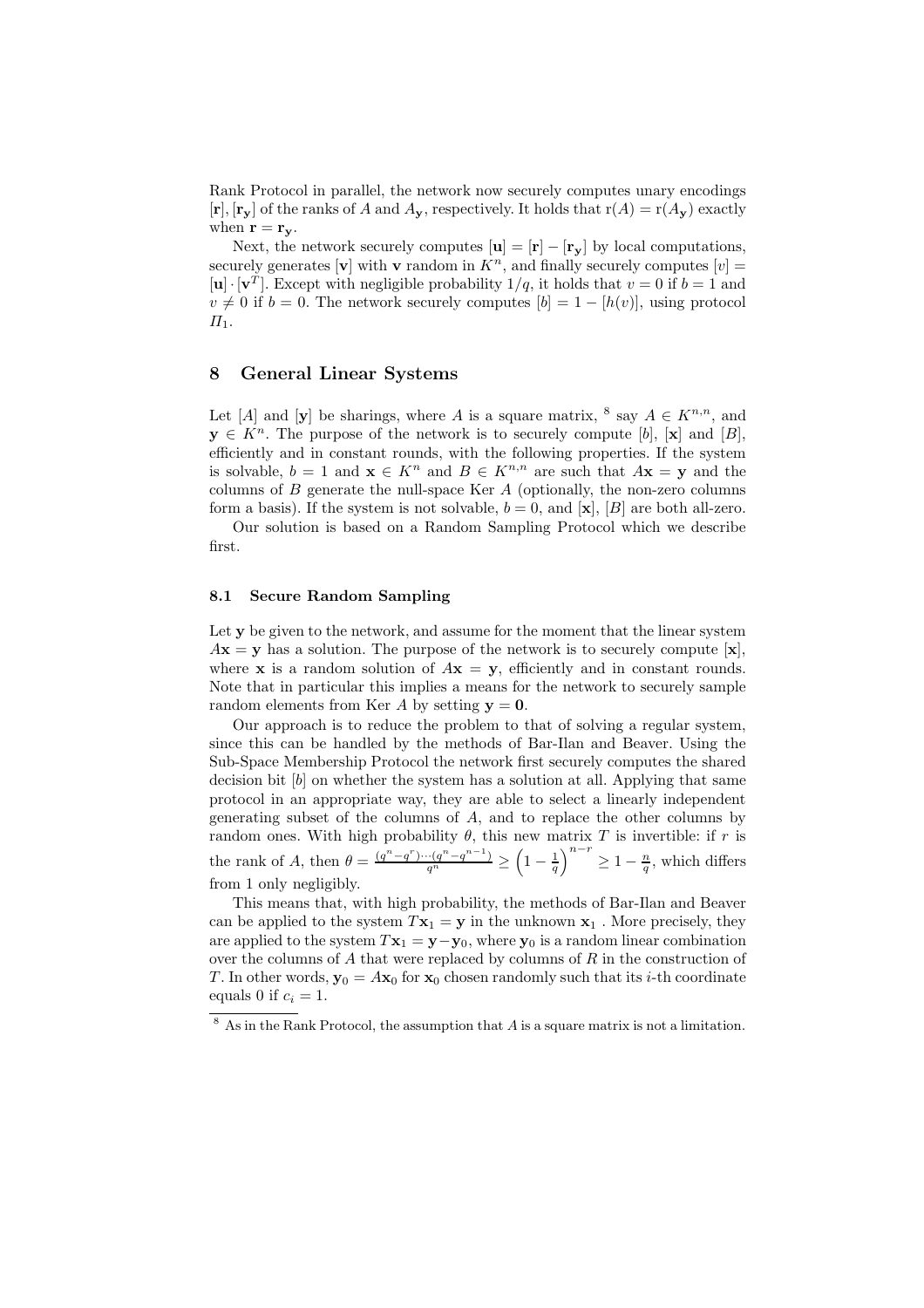Rank Protocol in parallel, the network now securely computes unary encodings $[\mathbf{r}], [\mathbf{r}_\mathbf{y}]$ of the ranks of $A$ and $A_\mathbf{y}$, respectively. It holds that $\mathrm{r}(A) = \mathrm{r}(A_\mathbf{y})$ exactly when $\mathbf{r} = \mathbf{r}_\mathbf{y}$.

Next, the network securely computes $[\mathbf{u}] = [\mathbf{r}] - [\mathbf{r}_\mathbf{y}]$ by local computations, securely generates $[\mathbf{v}]$ with $\mathbf{v}$ random in $K^n$, and finally securely computes $[v] = [\mathbf{u}] \cdot [\mathbf{v}^T]$. Except with negligible probability $1/q$, it holds that $v = 0$ if $b = 1$ and $v \neq 0$ if $b = 0$. The network securely computes $[b] = 1 - [h(v)]$, using protocol $\Pi_1$.

## 8 General Linear Systems

Let $[A]$ and $[\mathbf{y}]$ be sharings, where $A$ is a square matrix, [8] say $A \in K^{n,n}$, and $\mathbf{y} \in K^n$. The purpose of the network is to securely compute $[b]$, $[\mathbf{x}]$ and $[B]$, efficiently and in constant rounds, with the following properties. If the system is solvable, $b = 1$ and $\mathbf{x} \in K^n$ and $B \in K^{n,n}$ are such that $A\mathbf{x} = \mathbf{y}$ and the columns of $B$ generate the null-space Ker $A$ (optionally, the non-zero columns form a basis). If the system is not solvable, $b = 0$, and $[\mathbf{x}]$, $[B]$ are both all-zero.

Our solution is based on a Random Sampling Protocol which we describe first.

### 8.1 Secure Random Sampling

Let $\mathbf{y}$ be given to the network, and assume for the moment that the linear system $A\mathbf{x} = \mathbf{y}$ has a solution. The purpose of the network is to securely compute $[\mathbf{x}]$, where $\mathbf{x}$ is a random solution of $A\mathbf{x} = \mathbf{y}$, efficiently and in constant rounds. Note that in particular this implies a means for the network to securely sample random elements from Ker $A$ by setting $\mathbf{y} = \mathbf{0}$.

Our approach is to reduce the problem to that of solving a regular system, since this can be handled by the methods of Bar-Ilan and Beaver. Using the Sub-Space Membership Protocol the network first securely computes the shared decision bit $[b]$ on whether the system has a solution at all. Applying that same protocol in an appropriate way, they are able to select a linearly independent generating subset of the columns of $A$, and to replace the other columns by random ones. With high probability $\theta$, this new matrix $T$ is invertible: if $r$ is the rank of $A$, then $\theta = \frac{(q^n - q^r)\cdots(q^n - q^{n-1})}{q^n} \geq \left(1 - \frac{1}{q}\right)^{n-r} \geq 1 - \frac{n}{q}$, which differs from 1 only negligibly.

This means that, with high probability, the methods of Bar-Ilan and Beaver can be applied to the system $T\mathbf{x}_1 = \mathbf{y}$ in the unknown $\mathbf{x}_1$ . More precisely, they are applied to the system $T\mathbf{x}_1 = \mathbf{y} - \mathbf{y}_0$, where $\mathbf{y}_0$ is a random linear combination over the columns of $A$ that were replaced by columns of $R$ in the construction of $T$. In other words, $\mathbf{y}_0 = A\mathbf{x}_0$ for $\mathbf{x}_0$ chosen randomly such that its $i$-th coordinate equals 0 if $c_i = 1$.

[8] As in the Rank Protocol, the assumption that $A$ is a square matrix is not a limitation.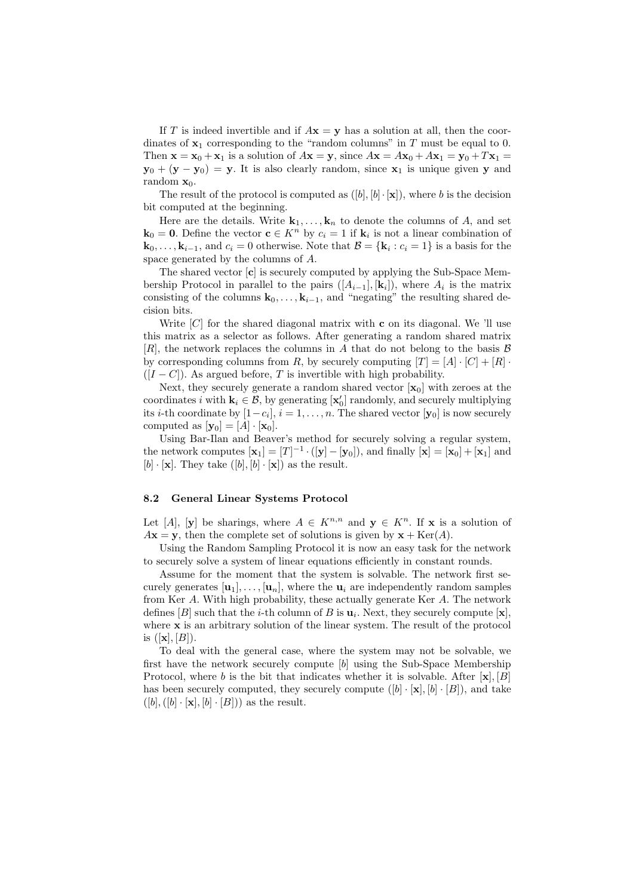If $T$ is indeed invertible and if $A\mathbf{x} = \mathbf{y}$ has a solution at all, then the coordinates of $\mathbf{x}_1$ corresponding to the "random columns" in $T$ must be equal to 0. Then $\mathbf{x} = \mathbf{x}_0 + \mathbf{x}_1$ is a solution of $A\mathbf{x} = \mathbf{y}$, since $A\mathbf{x} = A\mathbf{x}_0 + A\mathbf{x}_1 = \mathbf{y}_0 + T\mathbf{x}_1 = \mathbf{y}_0 + (\mathbf{y} - \mathbf{y}_0) = \mathbf{y}$. It is also clearly random, since $\mathbf{x}_1$ is unique given $\mathbf{y}$ and random $\mathbf{x}_0$.

The result of the protocol is computed as $([b], [b] \cdot [\mathbf{x}])$, where $b$ is the decision bit computed at the beginning.

Here are the details. Write $\mathbf{k}_1, \ldots, \mathbf{k}_n$ to denote the columns of $A$, and set $\mathbf{k}_0 = \mathbf{0}$. Define the vector $\mathbf{c} \in K^n$ by $c_i = 1$ if $\mathbf{k}_i$ is not a linear combination of $\mathbf{k}_0, \ldots, \mathbf{k}_{i-1}$, and $c_i = 0$ otherwise. Note that $\mathcal{B} = \{\mathbf{k}_i : c_i = 1\}$ is a basis for the space generated by the columns of $A$.

The shared vector $[\mathbf{c}]$ is securely computed by applying the Sub-Space Membership Protocol in parallel to the pairs $([A_{i-1}], [\mathbf{k}_i])$, where $A_i$ is the matrix consisting of the columns $\mathbf{k}_0, \ldots, \mathbf{k}_{i-1}$, and "negating" the resulting shared decision bits.

Write $[C]$ for the shared diagonal matrix with $\mathbf{c}$ on its diagonal. We 'll use this matrix as a selector as follows. After generating a random shared matrix $[R]$, the network replaces the columns in $A$ that do not belong to the basis $\mathcal{B}$ by corresponding columns from $R$, by securely computing $[T] = [A] \cdot [C] + [R] \cdot ([I - C])$. As argued before, $T$ is invertible with high probability.

Next, they securely generate a random shared vector $[\mathbf{x}_0]$ with zeroes at the coordinates $i$ with $\mathbf{k}_i \in \mathcal{B}$, by generating $[\mathbf{x}_0']$ randomly, and securely multiplying its $i$-th coordinate by $[1 - c_i]$, $i = 1, \ldots, n$. The shared vector $[\mathbf{y}_0]$ is now securely computed as $[\mathbf{y}_0] = [A] \cdot [\mathbf{x}_0]$.

Using Bar-Ilan and Beaver's method for securely solving a regular system, the network computes $[\mathbf{x}_1] = [T]^{-1} \cdot ([\mathbf{y}] - [\mathbf{y}_0])$, and finally $[\mathbf{x}] = [\mathbf{x}_0] + [\mathbf{x}_1]$ and $[b] \cdot [\mathbf{x}]$. They take $([b], [b] \cdot [\mathbf{x}])$ as the result.

### 8.2 General Linear Systems Protocol

Let $[A]$, $[\mathbf{y}]$ be sharings, where $A \in K^{n,n}$ and $\mathbf{y} \in K^n$. If $\mathbf{x}$ is a solution of $A\mathbf{x} = \mathbf{y}$, then the complete set of solutions is given by $\mathbf{x} + \mathrm{Ker}(A)$.

Using the Random Sampling Protocol it is now an easy task for the network to securely solve a system of linear equations efficiently in constant rounds.

Assume for the moment that the system is solvable. The network first securely generates $[\mathbf{u}_1], \ldots, [\mathbf{u}_n]$, where the $\mathbf{u}_i$ are independently random samples from $\mathrm{Ker}\, A$. With high probability, these actually generate $\mathrm{Ker}\, A$. The network defines $[B]$ such that the $i$-th column of $B$ is $\mathbf{u}_i$. Next, they securely compute $[\mathbf{x}]$, where $\mathbf{x}$ is an arbitrary solution of the linear system. The result of the protocol is $([\mathbf{x}], [B])$.

To deal with the general case, where the system may not be solvable, we first have the network securely compute $[b]$ using the Sub-Space Membership Protocol, where $b$ is the bit that indicates whether it is solvable. After $[\mathbf{x}], [B]$ has been securely computed, they securely compute $([b] \cdot [\mathbf{x}], [b] \cdot [B])$, and take $([b], ([b] \cdot [\mathbf{x}], [b] \cdot [B]))$ as the result.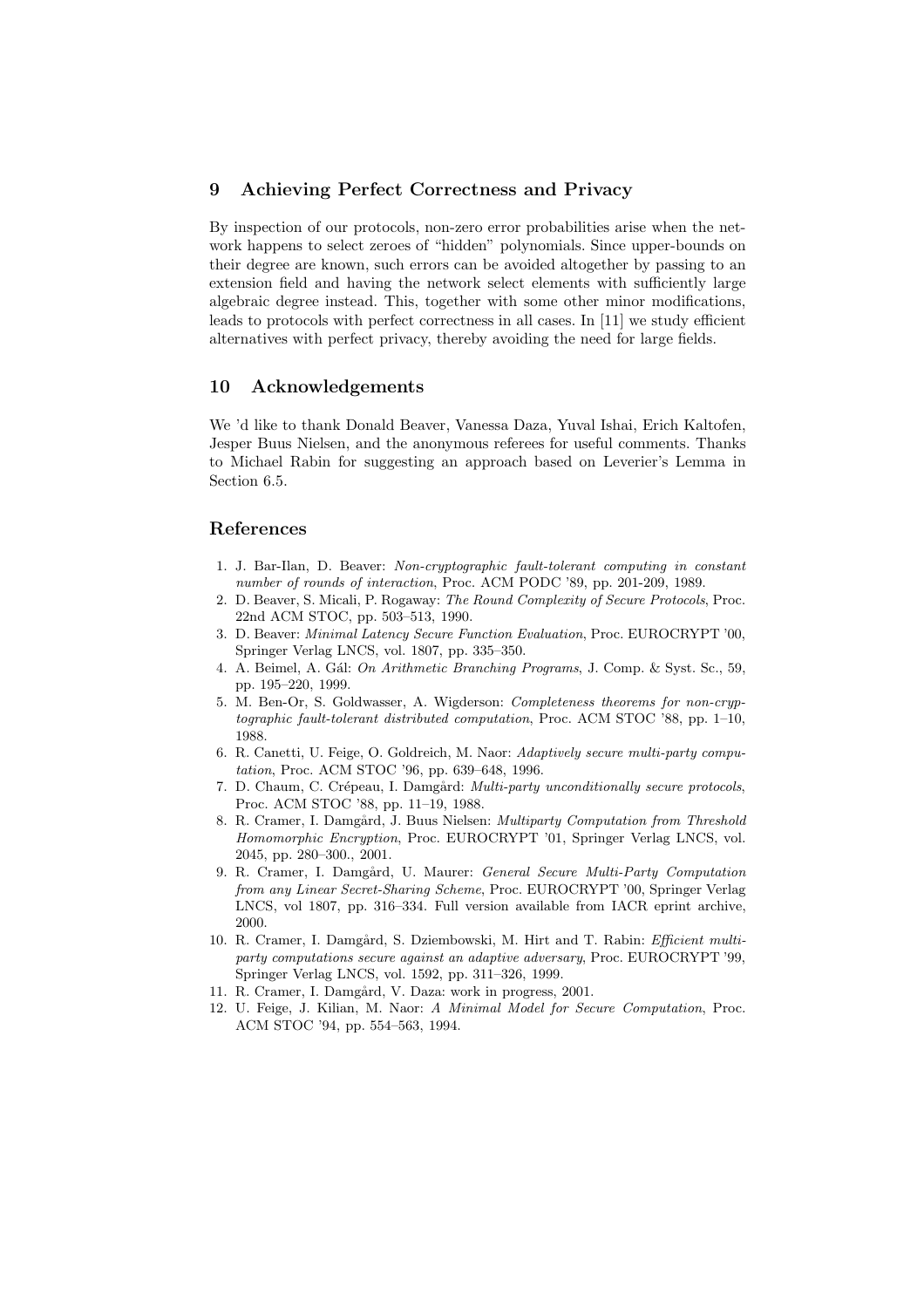## 9 Achieving Perfect Correctness and Privacy

By inspection of our protocols, non-zero error probabilities arise when the network happens to select zeroes of "hidden" polynomials. Since upper-bounds on their degree are known, such errors can be avoided altogether by passing to an extension field and having the network select elements with sufficiently large algebraic degree instead. This, together with some other minor modifications, leads to protocols with perfect correctness in all cases. In [11] we study efficient alternatives with perfect privacy, thereby avoiding the need for large fields.

## 10 Acknowledgements

We 'd like to thank Donald Beaver, Vanessa Daza, Yuval Ishai, Erich Kaltofen, Jesper Buus Nielsen, and the anonymous referees for useful comments. Thanks to Michael Rabin for suggesting an approach based on Leverier's Lemma in Section 6.5.

## References

1. J. Bar-Ilan, D. Beaver: *Non-cryptographic fault-tolerant computing in constant number of rounds of interaction*, Proc. ACM PODC '89, pp. 201-209, 1989.
2. D. Beaver, S. Micali, P. Rogaway: *The Round Complexity of Secure Protocols*, Proc. 22nd ACM STOC, pp. 503–513, 1990.
3. D. Beaver: *Minimal Latency Secure Function Evaluation*, Proc. EUROCRYPT '00, Springer Verlag LNCS, vol. 1807, pp. 335–350.
4. A. Beimel, A. Gál: *On Arithmetic Branching Programs*, J. Comp. & Syst. Sc., 59, pp. 195–220, 1999.
5. M. Ben-Or, S. Goldwasser, A. Wigderson: *Completeness theorems for non-cryptographic fault-tolerant distributed computation*, Proc. ACM STOC '88, pp. 1–10, 1988.
6. R. Canetti, U. Feige, O. Goldreich, M. Naor: *Adaptively secure multi-party computation*, Proc. ACM STOC '96, pp. 639–648, 1996.
7. D. Chaum, C. Crépeau, I. Damgård: *Multi-party unconditionally secure protocols*, Proc. ACM STOC '88, pp. 11–19, 1988.
8. R. Cramer, I. Damgård, J. Buus Nielsen: *Multiparty Computation from Threshold Homomorphic Encryption*, Proc. EUROCRYPT '01, Springer Verlag LNCS, vol. 2045, pp. 280–300., 2001.
9. R. Cramer, I. Damgård, U. Maurer: *General Secure Multi-Party Computation from any Linear Secret-Sharing Scheme*, Proc. EUROCRYPT '00, Springer Verlag LNCS, vol 1807, pp. 316–334. Full version available from IACR eprint archive, 2000.
10. R. Cramer, I. Damgård, S. Dziembowski, M. Hirt and T. Rabin: *Efficient multi-party computations secure against an adaptive adversary*, Proc. EUROCRYPT '99, Springer Verlag LNCS, vol. 1592, pp. 311–326, 1999.
11. R. Cramer, I. Damgård, V. Daza: work in progress, 2001.
12. U. Feige, J. Kilian, M. Naor: *A Minimal Model for Secure Computation*, Proc. ACM STOC '94, pp. 554–563, 1994.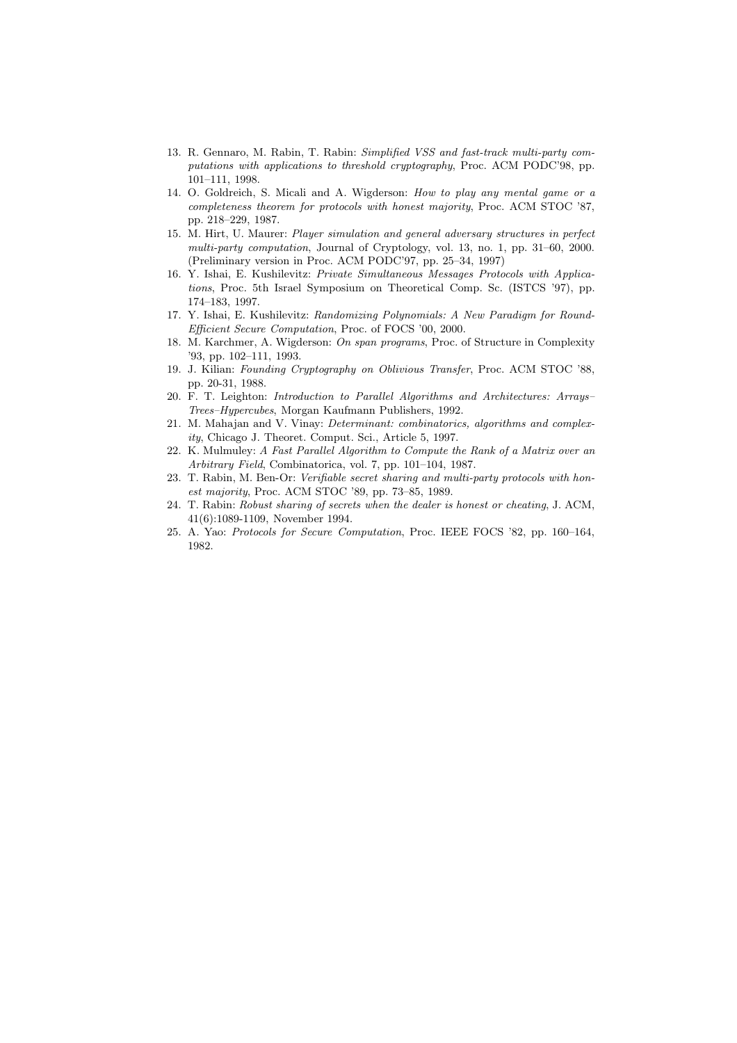13. R. Gennaro, M. Rabin, T. Rabin: *Simplified VSS and fast-track multi-party computations with applications to threshold cryptography*, Proc. ACM PODC'98, pp. 101–111, 1998.
14. O. Goldreich, S. Micali and A. Wigderson: *How to play any mental game or a completeness theorem for protocols with honest majority*, Proc. ACM STOC '87, pp. 218–229, 1987.
15. M. Hirt, U. Maurer: *Player simulation and general adversary structures in perfect multi-party computation*, Journal of Cryptology, vol. 13, no. 1, pp. 31–60, 2000. (Preliminary version in Proc. ACM PODC'97, pp. 25–34, 1997)
16. Y. Ishai, E. Kushilevitz: *Private Simultaneous Messages Protocols with Applications*, Proc. 5th Israel Symposium on Theoretical Comp. Sc. (ISTCS '97), pp. 174–183, 1997.
17. Y. Ishai, E. Kushilevitz: *Randomizing Polynomials: A New Paradigm for Round-Efficient Secure Computation*, Proc. of FOCS '00, 2000.
18. M. Karchmer, A. Wigderson: *On span programs*, Proc. of Structure in Complexity '93, pp. 102–111, 1993.
19. J. Kilian: *Founding Cryptography on Oblivious Transfer*, Proc. ACM STOC '88, pp. 20-31, 1988.
20. F. T. Leighton: *Introduction to Parallel Algorithms and Architectures: Arrays–Trees–Hypercubes*, Morgan Kaufmann Publishers, 1992.
21. M. Mahajan and V. Vinay: *Determinant: combinatorics, algorithms and complexity*, Chicago J. Theoret. Comput. Sci., Article 5, 1997.
22. K. Mulmuley: *A Fast Parallel Algorithm to Compute the Rank of a Matrix over an Arbitrary Field*, Combinatorica, vol. 7, pp. 101–104, 1987.
23. T. Rabin, M. Ben-Or: *Verifiable secret sharing and multi-party protocols with honest majority*, Proc. ACM STOC '89, pp. 73–85, 1989.
24. T. Rabin: *Robust sharing of secrets when the dealer is honest or cheating*, J. ACM, 41(6):1089-1109, November 1994.
25. A. Yao: *Protocols for Secure Computation*, Proc. IEEE FOCS '82, pp. 160–164, 1982.